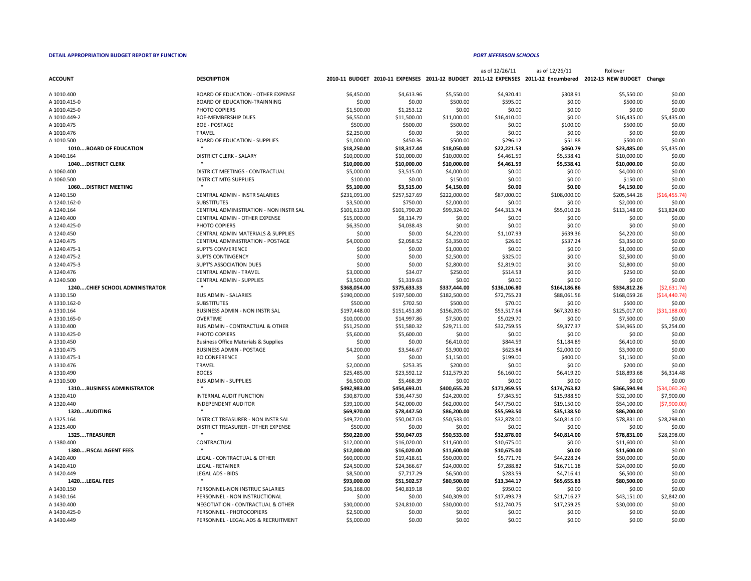**DETAIL APPROPRIATION BUDGET REPORT BY FUNCTION**

***PORT JEFFERSON SCHOOLS***

| ACCOUNT | DESCRIPTION | 2010-11 BUDGET | 2010-11 EXPENSES | 2011-12 BUDGET | as of 12/26/11 2011-12 EXPENSES | as of 12/26/11 2011-12 Encumbered | Rollover 2012-13 NEW BUDGET | Change |
|---|---|---|---|---|---|---|---|---|
| A 1010.400 | BOARD OF EDUCATION - OTHER EXPENSE | $6,450.00 | $4,613.96 | $5,550.00 | $4,920.41 | $308.91 | $5,550.00 | $0.00 |
| A 1010.415-0 | BOARD OF EDUCATION-TRAINNING | $0.00 | $0.00 | $500.00 | $595.00 | $0.00 | $500.00 | $0.00 |
| A 1010.425-0 | PHOTO COPIERS | $1,500.00 | $1,253.12 | $0.00 | $0.00 | $0.00 | $0.00 | $0.00 |
| A 1010.449-2 | BOE-MEMBERSHIP DUES | $6,550.00 | $11,500.00 | $11,000.00 | $16,410.00 | $0.00 | $16,435.00 | $5,435.00 |
| A 1010.475 | BOE - POSTAGE | $500.00 | $500.00 | $500.00 | $0.00 | $100.00 | $500.00 | $0.00 |
| A 1010.476 | TRAVEL | $2,250.00 | $0.00 | $0.00 | $0.00 | $0.00 | $0.00 | $0.00 |
| A 1010.500 | BOARD OF EDUCATION - SUPPLIES | $1,000.00 | $450.36 | $500.00 | $296.12 | $51.88 | $500.00 | $0.00 |
| **1010....BOARD OF EDUCATION** | * | **$18,250.00** | **$18,317.44** | **$18,050.00** | **$22,221.53** | **$460.79** | **$23,485.00** | $5,435.00 |
| A 1040.164 | DISTRICT CLERK - SALARY | $10,000.00 | $10,000.00 | $10,000.00 | $4,461.59 | $5,538.41 | $10,000.00 | $0.00 |
| **1040....DISTRICT CLERK** | * | **$10,000.00** | **$10,000.00** | **$10,000.00** | **$4,461.59** | **$5,538.41** | **$10,000.00** | $0.00 |
| A 1060.400 | DISTRICT MEETINGS - CONTRACTUAL | $5,000.00 | $3,515.00 | $4,000.00 | $0.00 | $0.00 | $4,000.00 | $0.00 |
| A 1060.500 | DISTRICT MTG SUPPLIES | $100.00 | $0.00 | $150.00 | $0.00 | $0.00 | $150.00 | $0.00 |
| **1060....DISTRICT MEETING** | * | **$5,100.00** | **$3,515.00** | **$4,150.00** | **$0.00** | **$0.00** | **$4,150.00** | $0.00 |
| A 1240.150 | CENTRAL ADMIN - INSTR SALARIES | $231,091.00 | $257,527.69 | $222,000.00 | $87,000.00 | $108,000.00 | $205,544.26 | ($16,455.74) |
| A 1240.162-0 | SUBSTITUTES | $3,500.00 | $750.00 | $2,000.00 | $0.00 | $0.00 | $2,000.00 | $0.00 |
| A 1240.164 | CENTRAL ADMINISTRATION - NON INSTR SAL | $101,613.00 | $101,790.20 | $99,324.00 | $44,313.74 | $55,010.26 | $113,148.00 | $13,824.00 |
| A 1240.400 | CENTRAL ADMIN - OTHER EXPENSE | $15,000.00 | $8,114.79 | $0.00 | $0.00 | $0.00 | $0.00 | $0.00 |
| A 1240.425-0 | PHOTO COPIERS | $6,350.00 | $4,038.43 | $0.00 | $0.00 | $0.00 | $0.00 | $0.00 |
| A 1240.450 | CENTRAL ADMIN MATERIALS & SUPPLIES | $0.00 | $0.00 | $4,220.00 | $1,107.93 | $639.36 | $4,220.00 | $0.00 |
| A 1240.475 | CENTRAL ADMINISTRATION - POSTAGE | $4,000.00 | $2,058.52 | $3,350.00 | $26.60 | $537.24 | $3,350.00 | $0.00 |
| A 1240.475-1 | SUPT'S CONVERENCE | $0.00 | $0.00 | $1,000.00 | $0.00 | $0.00 | $1,000.00 | $0.00 |
| A 1240.475-2 | SUPTS CONTINGENCY | $0.00 | $0.00 | $2,500.00 | $325.00 | $0.00 | $2,500.00 | $0.00 |
| A 1240.475-3 | SUPT'S ASSOCIATION DUES | $0.00 | $0.00 | $2,800.00 | $2,819.00 | $0.00 | $2,800.00 | $0.00 |
| A 1240.476 | CENTRAL ADMIN - TRAVEL | $3,000.00 | $34.07 | $250.00 | $514.53 | $0.00 | $250.00 | $0.00 |
| A 1240.500 | CENTRAL ADMIN - SUPPLIES | $3,500.00 | $1,319.63 | $0.00 | $0.00 | $0.00 | $0.00 | $0.00 |
| **1240....CHIEF SCHOOL ADMINISTRATOR** | * | **$368,054.00** | **$375,633.33** | **$337,444.00** | **$136,106.80** | **$164,186.86** | **$334,812.26** | ($2,631.74) |
| A 1310.150 | BUS ADMIN - SALARIES | $190,000.00 | $197,500.00 | $182,500.00 | $72,755.23 | $88,061.56 | $168,059.26 | ($14,440.74) |
| A 1310.162-0 | SUBSTITUTES | $500.00 | $702.50 | $500.00 | $70.00 | $0.00 | $500.00 | $0.00 |
| A 1310.164 | BUSINESS ADMIN - NON INSTR SAL | $197,448.00 | $151,451.80 | $156,205.00 | $53,517.64 | $67,320.80 | $125,017.00 | ($31,188.00) |
| A 1310.165-0 | OVERTIME | $10,000.00 | $14,997.86 | $7,500.00 | $5,029.70 | $0.00 | $7,500.00 | $0.00 |
| A 1310.400 | BUS ADMIN - CONTRACTUAL & OTHER | $51,250.00 | $51,580.32 | $29,711.00 | $32,759.55 | $9,377.37 | $34,965.00 | $5,254.00 |
| A 1310.425-0 | PHOTO COPIERS | $5,600.00 | $5,600.00 | $0.00 | $0.00 | $0.00 | $0.00 | $0.00 |
| A 1310.450 | Business Office Materials & Supplies | $0.00 | $0.00 | $6,410.00 | $844.59 | $1,184.89 | $6,410.00 | $0.00 |
| A 1310.475 | BUSINESS ADMIN - POSTAGE | $4,200.00 | $3,546.67 | $3,900.00 | $623.84 | $2,000.00 | $3,900.00 | $0.00 |
| A 1310.475-1 | BO CONFERENCE | $0.00 | $0.00 | $1,150.00 | $199.00 | $400.00 | $1,150.00 | $0.00 |
| A 1310.476 | TRAVEL | $2,000.00 | $253.35 | $200.00 | $0.00 | $0.00 | $200.00 | $0.00 |
| A 1310.490 | BOCES | $25,485.00 | $23,592.12 | $12,579.20 | $6,160.00 | $6,419.20 | $18,893.68 | $6,314.48 |
| A 1310.500 | BUS ADMIN - SUPPLIES | $6,500.00 | $5,468.39 | $0.00 | $0.00 | $0.00 | $0.00 | $0.00 |
| **1310....BUSINESS ADMINISTRATOR** | * | **$492,983.00** | **$454,693.01** | **$400,655.20** | **$171,959.55** | **$174,763.82** | **$366,594.94** | ($34,060.26) |
| A 1320.410 | INTERNAL AUDIT FUNCTION | $30,870.00 | $36,447.50 | $24,200.00 | $7,843.50 | $15,988.50 | $32,100.00 | $7,900.00 |
| A 1320.440 | INDEPENDENT AUDITOR | $39,100.00 | $42,000.00 | $62,000.00 | $47,750.00 | $19,150.00 | $54,100.00 | ($7,900.00) |
| **1320....AUDITING** | * | **$69,970.00** | **$78,447.50** | **$86,200.00** | **$55,593.50** | **$35,138.50** | **$86,200.00** | $0.00 |
| A 1325.164 | DISTRICT TREASURER - NON INSTR SAL | $49,720.00 | $50,047.03 | $50,533.00 | $32,878.00 | $40,814.00 | $78,831.00 | $28,298.00 |
| A 1325.400 | DISTRICT TREASURER - OTHER EXPENSE | $500.00 | $0.00 | $0.00 | $0.00 | $0.00 | $0.00 | $0.00 |
| **1325....TREASURER** | * | **$50,220.00** | **$50,047.03** | **$50,533.00** | **$32,878.00** | **$40,814.00** | **$78,831.00** | $28,298.00 |
| A 1380.400 | CONTRACTUAL | $12,000.00 | $16,020.00 | $11,600.00 | $10,675.00 | $0.00 | $11,600.00 | $0.00 |
| **1380....FISCAL AGENT FEES** | * | **$12,000.00** | **$16,020.00** | **$11,600.00** | **$10,675.00** | **$0.00** | **$11,600.00** | $0.00 |
| A 1420.400 | LEGAL - CONTRACTUAL & OTHER | $60,000.00 | $19,418.61 | $50,000.00 | $5,771.76 | $44,228.24 | $50,000.00 | $0.00 |
| A 1420.410 | LEGAL - RETAINER | $24,500.00 | $24,366.67 | $24,000.00 | $7,288.82 | $16,711.18 | $24,000.00 | $0.00 |
| A 1420.449 | LEGAL ADS - BIDS | $8,500.00 | $7,717.29 | $6,500.00 | $283.59 | $4,716.41 | $6,500.00 | $0.00 |
| **1420....LEGAL FEES** | * | **$93,000.00** | **$51,502.57** | **$80,500.00** | **$13,344.17** | **$65,655.83** | **$80,500.00** | $0.00 |
| A 1430.150 | PERSONNEL-NON INSTRUC SALARIES | $36,168.00 | $40,819.18 | $0.00 | $950.00 | $0.00 | $0.00 | $0.00 |
| A 1430.164 | PERSONNEL - NON INSTRUCTIONAL | $0.00 | $0.00 | $40,309.00 | $17,493.73 | $21,716.27 | $43,151.00 | $2,842.00 |
| A 1430.400 | NEGOTIATION - CONTRACTUAL & OTHER | $30,000.00 | $24,810.00 | $30,000.00 | $12,740.75 | $17,259.25 | $30,000.00 | $0.00 |
| A 1430.425-0 | PERSONNEL - PHOTOCOPIERS | $2,500.00 | $0.00 | $0.00 | $0.00 | $0.00 | $0.00 | $0.00 |
| A 1430.449 | PERSONNEL - LEGAL ADS & RECRUITMENT | $5,000.00 | $0.00 | $0.00 | $0.00 | $0.00 | $0.00 | $0.00 |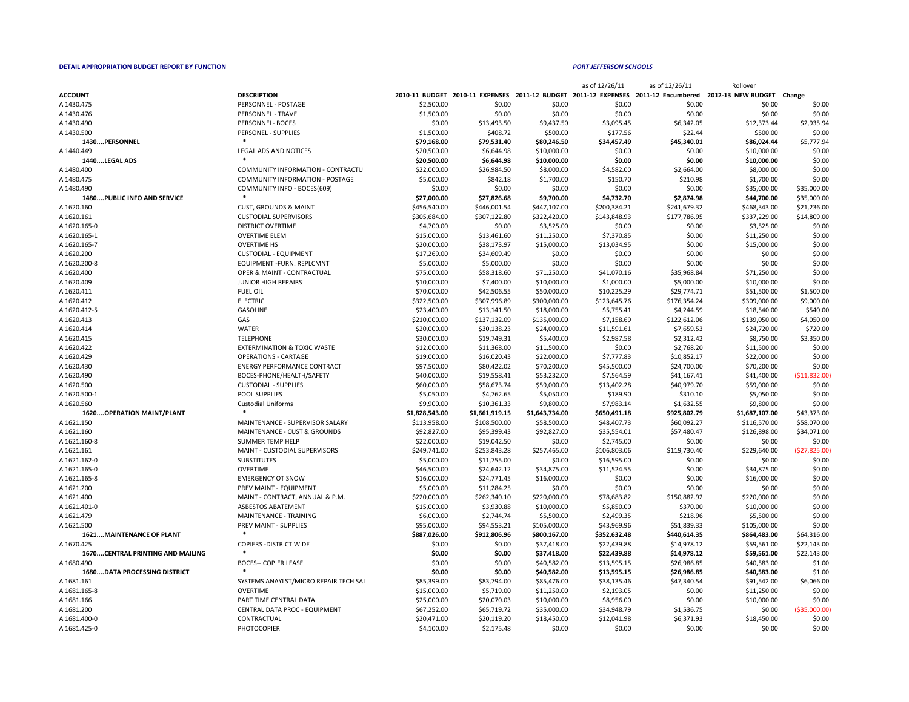**DETAIL APPROPRIATION BUDGET REPORT BY FUNCTION** | ***PORT JEFFERSON SCHOOLS***

| ACCOUNT | DESCRIPTION | 2010-11 BUDGET | 2010-11 EXPENSES | 2011-12 BUDGET | as of 12/26/11 2011-12 EXPENSES | as of 12/26/11 2011-12 Encumbered | Rollover 2012-13 NEW BUDGET | Change |
|---|---|---|---|---|---|---|---|---|
| A 1430.475 | PERSONNEL - POSTAGE | $2,500.00 | $0.00 | $0.00 | $0.00 | $0.00 | $0.00 | $0.00 |
| A 1430.476 | PERSONNEL - TRAVEL | $1,500.00 | $0.00 | $0.00 | $0.00 | $0.00 | $0.00 | $0.00 |
| A 1430.490 | PERSONNEL- BOCES | $0.00 | $13,493.50 | $9,437.50 | $3,095.45 | $6,342.05 | $12,373.44 | $2,935.94 |
| A 1430.500 | PERSONEL - SUPPLIES | $1,500.00 | $408.72 | $500.00 | $177.56 | $22.44 | $500.00 | $0.00 |
| **1430....PERSONNEL** | * | **$79,168.00** | **$79,531.40** | **$80,246.50** | **$34,457.49** | **$45,340.01** | **$86,024.44** | $5,777.94 |
| A 1440.449 | LEGAL ADS AND NOTICES | $20,500.00 | $6,644.98 | $10,000.00 | $0.00 | $0.00 | $10,000.00 | $0.00 |
| **1440....LEGAL ADS** | * | **$20,500.00** | **$6,644.98** | **$10,000.00** | **$0.00** | **$0.00** | **$10,000.00** | $0.00 |
| A 1480.400 | COMMUNITY INFORMATION - CONTRACTU | $22,000.00 | $26,984.50 | $8,000.00 | $4,582.00 | $2,664.00 | $8,000.00 | $0.00 |
| A 1480.475 | COMMUNITY INFORMATION - POSTAGE | $5,000.00 | $842.18 | $1,700.00 | $150.70 | $210.98 | $1,700.00 | $0.00 |
| A 1480.490 | COMMUNITY INFO - BOCES(609) | $0.00 | $0.00 | $0.00 | $0.00 | $0.00 | $35,000.00 | $35,000.00 |
| **1480....PUBLIC INFO AND SERVICE** | * | **$27,000.00** | **$27,826.68** | **$9,700.00** | **$4,732.70** | **$2,874.98** | **$44,700.00** | $35,000.00 |
| A 1620.160 | CUST, GROUNDS & MAINT | $456,540.00 | $446,001.54 | $447,107.00 | $200,384.21 | $241,679.32 | $468,343.00 | $21,236.00 |
| A 1620.161 | CUSTODIAL SUPERVISORS | $305,684.00 | $307,122.80 | $322,420.00 | $143,848.93 | $177,786.95 | $337,229.00 | $14,809.00 |
| A 1620.165-0 | DISTRICT OVERTIME | $4,700.00 | $0.00 | $3,525.00 | $0.00 | $0.00 | $3,525.00 | $0.00 |
| A 1620.165-1 | OVERTIME ELEM | $15,000.00 | $13,461.60 | $11,250.00 | $7,370.85 | $0.00 | $11,250.00 | $0.00 |
| A 1620.165-7 | OVERTIME HS | $20,000.00 | $38,173.97 | $15,000.00 | $13,034.95 | $0.00 | $15,000.00 | $0.00 |
| A 1620.200 | CUSTODIAL - EQUIPMENT | $17,269.00 | $34,609.49 | $0.00 | $0.00 | $0.00 | $0.00 | $0.00 |
| A 1620.200-8 | EQUIPMENT -FURN. REPLCMNT | $5,000.00 | $5,000.00 | $0.00 | $0.00 | $0.00 | $0.00 | $0.00 |
| A 1620.400 | OPER & MAINT - CONTRACTUAL | $75,000.00 | $58,318.60 | $71,250.00 | $41,070.16 | $35,968.84 | $71,250.00 | $0.00 |
| A 1620.409 | JUNIOR HIGH REPAIRS | $10,000.00 | $7,400.00 | $10,000.00 | $1,000.00 | $5,000.00 | $10,000.00 | $0.00 |
| A 1620.411 | FUEL OIL | $70,000.00 | $42,506.55 | $50,000.00 | $10,225.29 | $29,774.71 | $51,500.00 | $1,500.00 |
| A 1620.412 | ELECTRIC | $322,500.00 | $307,996.89 | $300,000.00 | $123,645.76 | $176,354.24 | $309,000.00 | $9,000.00 |
| A 1620.412-5 | GASOLINE | $23,400.00 | $13,141.50 | $18,000.00 | $5,755.41 | $4,244.59 | $18,540.00 | $540.00 |
| A 1620.413 | GAS | $210,000.00 | $137,132.09 | $135,000.00 | $7,158.69 | $122,612.06 | $139,050.00 | $4,050.00 |
| A 1620.414 | WATER | $20,000.00 | $30,138.23 | $24,000.00 | $11,591.61 | $7,659.53 | $24,720.00 | $720.00 |
| A 1620.415 | TELEPHONE | $30,000.00 | $19,749.31 | $5,400.00 | $2,987.58 | $2,312.42 | $8,750.00 | $3,350.00 |
| A 1620.422 | EXTERMINATION & TOXIC WASTE | $12,000.00 | $11,368.00 | $11,500.00 | $0.00 | $2,768.20 | $11,500.00 | $0.00 |
| A 1620.429 | OPERATIONS - CARTAGE | $19,000.00 | $16,020.43 | $22,000.00 | $7,777.83 | $10,852.17 | $22,000.00 | $0.00 |
| A 1620.430 | ENERGY PERFORMANCE CONTRACT | $97,500.00 | $80,422.02 | $70,200.00 | $45,500.00 | $24,700.00 | $70,200.00 | $0.00 |
| A 1620.490 | BOCES-PHONE/HEALTH/SAFETY | $40,000.00 | $19,558.41 | $53,232.00 | $7,564.59 | $41,167.41 | $41,400.00 | ($11,832.00) |
| A 1620.500 | CUSTODIAL - SUPPLIES | $60,000.00 | $58,673.74 | $59,000.00 | $13,402.28 | $40,979.70 | $59,000.00 | $0.00 |
| A 1620.500-1 | POOL SUPPLIES | $5,050.00 | $4,762.65 | $5,050.00 | $189.90 | $310.10 | $5,050.00 | $0.00 |
| A 1620.560 | Custodial Uniforms | $9,900.00 | $10,361.33 | $9,800.00 | $7,983.14 | $1,632.55 | $9,800.00 | $0.00 |
| **1620....OPERATION MAINT/PLANT** | * | **$1,828,543.00** | **$1,661,919.15** | **$1,643,734.00** | **$650,491.18** | **$925,802.79** | **$1,687,107.00** | $43,373.00 |
| A 1621.150 | MAINTENANCE - SUPERVISOR SALARY | $113,958.00 | $108,500.00 | $58,500.00 | $48,407.73 | $60,092.27 | $116,570.00 | $58,070.00 |
| A 1621.160 | MAINTENANCE - CUST & GROUNDS | $92,827.00 | $95,399.43 | $92,827.00 | $35,554.01 | $57,480.47 | $126,898.00 | $34,071.00 |
| A 1621.160-8 | SUMMER TEMP HELP | $22,000.00 | $19,042.50 | $0.00 | $2,745.00 | $0.00 | $0.00 | $0.00 |
| A 1621.161 | MAINT - CUSTODIAL SUPERVISORS | $249,741.00 | $253,843.28 | $257,465.00 | $106,803.06 | $119,730.40 | $229,640.00 | ($27,825.00) |
| A 1621.162-0 | SUBSTITUTES | $5,000.00 | $11,755.00 | $0.00 | $16,595.00 | $0.00 | $0.00 | $0.00 |
| A 1621.165-0 | OVERTIME | $46,500.00 | $24,642.12 | $34,875.00 | $11,524.55 | $0.00 | $34,875.00 | $0.00 |
| A 1621.165-8 | EMERGENCY OT SNOW | $16,000.00 | $24,771.45 | $16,000.00 | $0.00 | $0.00 | $16,000.00 | $0.00 |
| A 1621.200 | PREV MAINT - EQUIPMENT | $5,000.00 | $11,284.25 | $0.00 | $0.00 | $0.00 | $0.00 | $0.00 |
| A 1621.400 | MAINT - CONTRACT, ANNUAL & P.M. | $220,000.00 | $262,340.10 | $220,000.00 | $78,683.82 | $150,882.92 | $220,000.00 | $0.00 |
| A 1621.401-0 | ASBESTOS ABATEMENT | $15,000.00 | $3,930.88 | $10,000.00 | $5,850.00 | $370.00 | $10,000.00 | $0.00 |
| A 1621.479 | MAINTENANCE - TRAINING | $6,000.00 | $2,744.74 | $5,500.00 | $2,499.35 | $218.96 | $5,500.00 | $0.00 |
| A 1621.500 | PREV MAINT - SUPPLIES | $95,000.00 | $94,553.21 | $105,000.00 | $43,969.96 | $51,839.33 | $105,000.00 | $0.00 |
| **1621....MAINTENANCE OF PLANT** | * | **$887,026.00** | **$912,806.96** | **$800,167.00** | **$352,632.48** | **$440,614.35** | **$864,483.00** | $64,316.00 |
| A 1670.425 | COPIERS -DISTRICT WIDE | $0.00 | $0.00 | $37,418.00 | $22,439.88 | $14,978.12 | $59,561.00 | $22,143.00 |
| **1670....CENTRAL PRINTING AND MAILING** | * | **$0.00** | **$0.00** | **$37,418.00** | **$22,439.88** | **$14,978.12** | **$59,561.00** | $22,143.00 |
| A 1680.490 | BOCES-- COPIER LEASE | $0.00 | $0.00 | $40,582.00 | $13,595.15 | $26,986.85 | $40,583.00 | $1.00 |
| **1680....DATA PROCESSING DISTRICT** | * | **$0.00** | **$0.00** | **$40,582.00** | **$13,595.15** | **$26,986.85** | **$40,583.00** | $1.00 |
| A 1681.161 | SYSTEMS ANAYLST/MICRO REPAIR TECH SAL | $85,399.00 | $83,794.00 | $85,476.00 | $38,135.46 | $47,340.54 | $91,542.00 | $6,066.00 |
| A 1681.165-8 | OVERTIME | $15,000.00 | $5,719.00 | $11,250.00 | $2,193.05 | $0.00 | $11,250.00 | $0.00 |
| A 1681.166 | PART TIME CENTRAL DATA | $25,000.00 | $20,070.03 | $10,000.00 | $8,956.00 | $0.00 | $10,000.00 | $0.00 |
| A 1681.200 | CENTRAL DATA PROC - EQUIPMENT | $67,252.00 | $65,719.72 | $35,000.00 | $34,948.79 | $1,536.75 | $0.00 | ($35,000.00) |
| A 1681.400-0 | CONTRACTUAL | $20,471.00 | $20,119.20 | $18,450.00 | $12,041.98 | $6,371.93 | $18,450.00 | $0.00 |
| A 1681.425-0 | PHOTOCOPIER | $4,100.00 | $2,175.48 | $0.00 | $0.00 | $0.00 | $0.00 | $0.00 |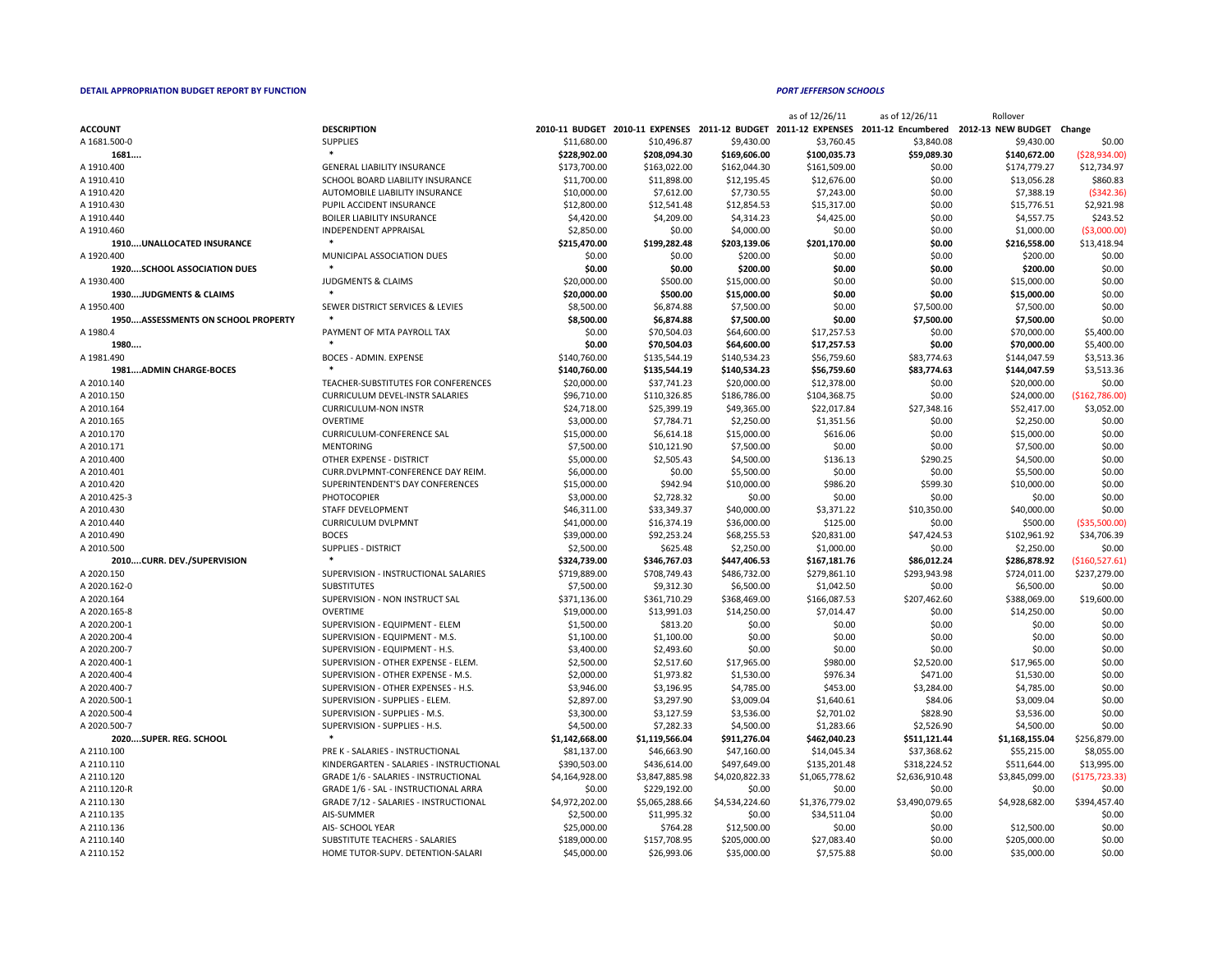**DETAIL APPROPRIATION BUDGET REPORT BY FUNCTION** *PORT JEFFERSON SCHOOLS*

| ACCOUNT | DESCRIPTION | 2010-11 BUDGET | 2010-11 EXPENSES | 2011-12 BUDGET | as of 12/26/11 2011-12 EXPENSES | as of 12/26/11 2011-12 Encumbered | Rollover 2012-13 NEW BUDGET | Change |
|---|---|---|---|---|---|---|---|---|
| A 1681.500-0 | SUPPLIES | $11,680.00 | $10,496.87 | $9,430.00 | $3,760.45 | $3,840.08 | $9,430.00 | $0.00 |
| **1681....** | * | **$228,902.00** | **$208,094.30** | **$169,606.00** | **$100,035.73** | **$59,089.30** | **$140,672.00** | ($28,934.00) |
| A 1910.400 | GENERAL LIABILITY INSURANCE | $173,700.00 | $163,022.00 | $162,044.30 | $161,509.00 | $0.00 | $174,779.27 | $12,734.97 |
| A 1910.410 | SCHOOL BOARD LIABILITY INSURANCE | $11,700.00 | $11,898.00 | $12,195.45 | $12,676.00 | $0.00 | $13,056.28 | $860.83 |
| A 1910.420 | AUTOMOBILE LIABILITY INSURANCE | $10,000.00 | $7,612.00 | $7,730.55 | $7,243.00 | $0.00 | $7,388.19 | ($342.36) |
| A 1910.430 | PUPIL ACCIDENT INSURANCE | $12,800.00 | $12,541.48 | $12,854.53 | $15,317.00 | $0.00 | $15,776.51 | $2,921.98 |
| A 1910.440 | BOILER LIABILITY INSURANCE | $4,420.00 | $4,209.00 | $4,314.23 | $4,425.00 | $0.00 | $4,557.75 | $243.52 |
| A 1910.460 | INDEPENDENT APPRAISAL | $2,850.00 | $0.00 | $4,000.00 | $0.00 | $0.00 | $1,000.00 | ($3,000.00) |
| **1910....UNALLOCATED INSURANCE** | * | **$215,470.00** | **$199,282.48** | **$203,139.06** | **$201,170.00** | **$0.00** | **$216,558.00** | $13,418.94 |
| A 1920.400 | MUNICIPAL ASSOCIATION DUES | $0.00 | $0.00 | $200.00 | $0.00 | $0.00 | $200.00 | $0.00 |
| **1920....SCHOOL ASSOCIATION DUES** | * | **$0.00** | **$0.00** | **$200.00** | **$0.00** | **$0.00** | **$200.00** | $0.00 |
| A 1930.400 | JUDGMENTS & CLAIMS | $20,000.00 | $500.00 | $15,000.00 | $0.00 | $0.00 | $15,000.00 | $0.00 |
| **1930....JUDGMENTS & CLAIMS** | * | **$20,000.00** | **$500.00** | **$15,000.00** | **$0.00** | **$0.00** | **$15,000.00** | $0.00 |
| A 1950.400 | SEWER DISTRICT SERVICES & LEVIES | $8,500.00 | $6,874.88 | $7,500.00 | $0.00 | $7,500.00 | $7,500.00 | $0.00 |
| **1950....ASSESSMENTS ON SCHOOL PROPERTY** | * | **$8,500.00** | **$6,874.88** | **$7,500.00** | **$0.00** | **$7,500.00** | **$7,500.00** | $0.00 |
| A 1980.4 | PAYMENT OF MTA PAYROLL TAX | $0.00 | $70,504.03 | $64,600.00 | $17,257.53 | $0.00 | $70,000.00 | $5,400.00 |
| **1980....** | * | **$0.00** | **$70,504.03** | **$64,600.00** | **$17,257.53** | **$0.00** | **$70,000.00** | $5,400.00 |
| A 1981.490 | BOCES - ADMIN. EXPENSE | $140,760.00 | $135,544.19 | $140,534.23 | $56,759.60 | $83,774.63 | $144,047.59 | $3,513.36 |
| **1981....ADMIN CHARGE-BOCES** | * | **$140,760.00** | **$135,544.19** | **$140,534.23** | **$56,759.60** | **$83,774.63** | **$144,047.59** | $3,513.36 |
| A 2010.140 | TEACHER-SUBSTITUTES FOR CONFERENCES | $20,000.00 | $37,741.23 | $20,000.00 | $12,378.00 | $0.00 | $20,000.00 | $0.00 |
| A 2010.150 | CURRICULUM DEVEL-INSTR SALARIES | $96,710.00 | $110,326.85 | $186,786.00 | $104,368.75 | $0.00 | $24,000.00 | ($162,786.00) |
| A 2010.164 | CURRICULUM-NON INSTR | $24,718.00 | $25,399.19 | $49,365.00 | $22,017.84 | $27,348.16 | $52,417.00 | $3,052.00 |
| A 2010.165 | OVERTIME | $3,000.00 | $7,784.71 | $2,250.00 | $1,351.56 | $0.00 | $2,250.00 | $0.00 |
| A 2010.170 | CURRICULUM-CONFERENCE SAL | $15,000.00 | $6,614.18 | $15,000.00 | $616.06 | $0.00 | $15,000.00 | $0.00 |
| A 2010.171 | MENTORING | $7,500.00 | $10,121.90 | $7,500.00 | $0.00 | $0.00 | $7,500.00 | $0.00 |
| A 2010.400 | OTHER EXPENSE - DISTRICT | $5,000.00 | $2,505.43 | $4,500.00 | $136.13 | $290.25 | $4,500.00 | $0.00 |
| A 2010.401 | CURR.DVLPMNT-CONFERENCE DAY REIM. | $6,000.00 | $0.00 | $5,500.00 | $0.00 | $0.00 | $5,500.00 | $0.00 |
| A 2010.420 | SUPERINTENDENT'S DAY CONFERENCES | $15,000.00 | $942.94 | $10,000.00 | $986.20 | $599.30 | $10,000.00 | $0.00 |
| A 2010.425-3 | PHOTOCOPIER | $3,000.00 | $2,728.32 | $0.00 | $0.00 | $0.00 | $0.00 | $0.00 |
| A 2010.430 | STAFF DEVELOPMENT | $46,311.00 | $33,349.37 | $40,000.00 | $3,371.22 | $10,350.00 | $40,000.00 | $0.00 |
| A 2010.440 | CURRICULUM DVLPMNT | $41,000.00 | $16,374.19 | $36,000.00 | $125.00 | $0.00 | $500.00 | ($35,500.00) |
| A 2010.490 | BOCES | $39,000.00 | $92,253.24 | $68,255.53 | $20,831.00 | $47,424.53 | $102,961.92 | $34,706.39 |
| A 2010.500 | SUPPLIES - DISTRICT | $2,500.00 | $625.48 | $2,250.00 | $1,000.00 | $0.00 | $2,250.00 | $0.00 |
| **2010....CURR. DEV./SUPERVISION** | * | **$324,739.00** | **$346,767.03** | **$447,406.53** | **$167,181.76** | **$86,012.24** | **$286,878.92** | ($160,527.61) |
| A 2020.150 | SUPERVISION - INSTRUCTIONAL SALARIES | $719,889.00 | $708,749.43 | $486,732.00 | $279,861.10 | $293,943.98 | $724,011.00 | $237,279.00 |
| A 2020.162-0 | SUBSTITUTES | $7,500.00 | $9,312.30 | $6,500.00 | $1,042.50 | $0.00 | $6,500.00 | $0.00 |
| A 2020.164 | SUPERVISION - NON INSTRUCT SAL | $371,136.00 | $361,710.29 | $368,469.00 | $166,087.53 | $207,462.60 | $388,069.00 | $19,600.00 |
| A 2020.165-8 | OVERTIME | $19,000.00 | $13,991.03 | $14,250.00 | $7,014.47 | $0.00 | $14,250.00 | $0.00 |
| A 2020.200-1 | SUPERVISION - EQUIPMENT - ELEM | $1,500.00 | $813.20 | $0.00 | $0.00 | $0.00 | $0.00 | $0.00 |
| A 2020.200-4 | SUPERVISION - EQUIPMENT - M.S. | $1,100.00 | $1,100.00 | $0.00 | $0.00 | $0.00 | $0.00 | $0.00 |
| A 2020.200-7 | SUPERVISION - EQUIPMENT - H.S. | $3,400.00 | $2,493.60 | $0.00 | $0.00 | $0.00 | $0.00 | $0.00 |
| A 2020.400-1 | SUPERVISION - OTHER EXPENSE - ELEM. | $2,500.00 | $2,517.60 | $17,965.00 | $980.00 | $2,520.00 | $17,965.00 | $0.00 |
| A 2020.400-4 | SUPERVISION - OTHER EXPENSE - M.S. | $2,000.00 | $1,973.82 | $1,530.00 | $976.34 | $471.00 | $1,530.00 | $0.00 |
| A 2020.400-7 | SUPERVISION - OTHER EXPENSES - H.S. | $3,946.00 | $3,196.95 | $4,785.00 | $453.00 | $3,284.00 | $4,785.00 | $0.00 |
| A 2020.500-1 | SUPERVISION - SUPPLIES - ELEM. | $2,897.00 | $3,297.90 | $3,009.04 | $1,640.61 | $84.06 | $3,009.04 | $0.00 |
| A 2020.500-4 | SUPERVISION - SUPPLIES - M.S. | $3,300.00 | $3,127.59 | $3,536.00 | $2,701.02 | $828.90 | $3,536.00 | $0.00 |
| A 2020.500-7 | SUPERVISION - SUPPLIES - H.S. | $4,500.00 | $7,282.33 | $4,500.00 | $1,283.66 | $2,526.90 | $4,500.00 | $0.00 |
| **2020....SUPER. REG. SCHOOL** | * | **$1,142,668.00** | **$1,119,566.04** | **$911,276.04** | **$462,040.23** | **$511,121.44** | **$1,168,155.04** | $256,879.00 |
| A 2110.100 | PRE K - SALARIES - INSTRUCTIONAL | $81,137.00 | $46,663.90 | $47,160.00 | $14,045.34 | $37,368.62 | $55,215.00 | $8,055.00 |
| A 2110.110 | KINDERGARTEN - SALARIES - INSTRUCTIONAL | $390,503.00 | $436,614.00 | $497,649.00 | $135,201.48 | $318,224.52 | $511,644.00 | $13,995.00 |
| A 2110.120 | GRADE 1/6 - SALARIES - INSTRUCTIONAL | $4,164,928.00 | $3,847,885.98 | $4,020,822.33 | $1,065,778.62 | $2,636,910.48 | $3,845,099.00 | ($175,723.33) |
| A 2110.120-R | GRADE 1/6 - SAL - INSTRUCTIONAL ARRA | $0.00 | $229,192.00 | $0.00 | $0.00 | $0.00 | $0.00 | $0.00 |
| A 2110.130 | GRADE 7/12 - SALARIES - INSTRUCTIONAL | $4,972,202.00 | $5,065,288.66 | $4,534,224.60 | $1,376,779.02 | $3,490,079.65 | $4,928,682.00 | $394,457.40 |
| A 2110.135 | AIS-SUMMER | $2,500.00 | $11,995.32 | $0.00 | $34,511.04 | $0.00 | | $0.00 |
| A 2110.136 | AIS- SCHOOL YEAR | $25,000.00 | $764.28 | $12,500.00 | $0.00 | $0.00 | $12,500.00 | $0.00 |
| A 2110.140 | SUBSTITUTE TEACHERS - SALARIES | $189,000.00 | $157,708.95 | $205,000.00 | $27,083.40 | $0.00 | $205,000.00 | $0.00 |
| A 2110.152 | HOME TUTOR-SUPV. DETENTION-SALARI | $45,000.00 | $26,993.06 | $35,000.00 | $7,575.88 | $0.00 | $35,000.00 | $0.00 |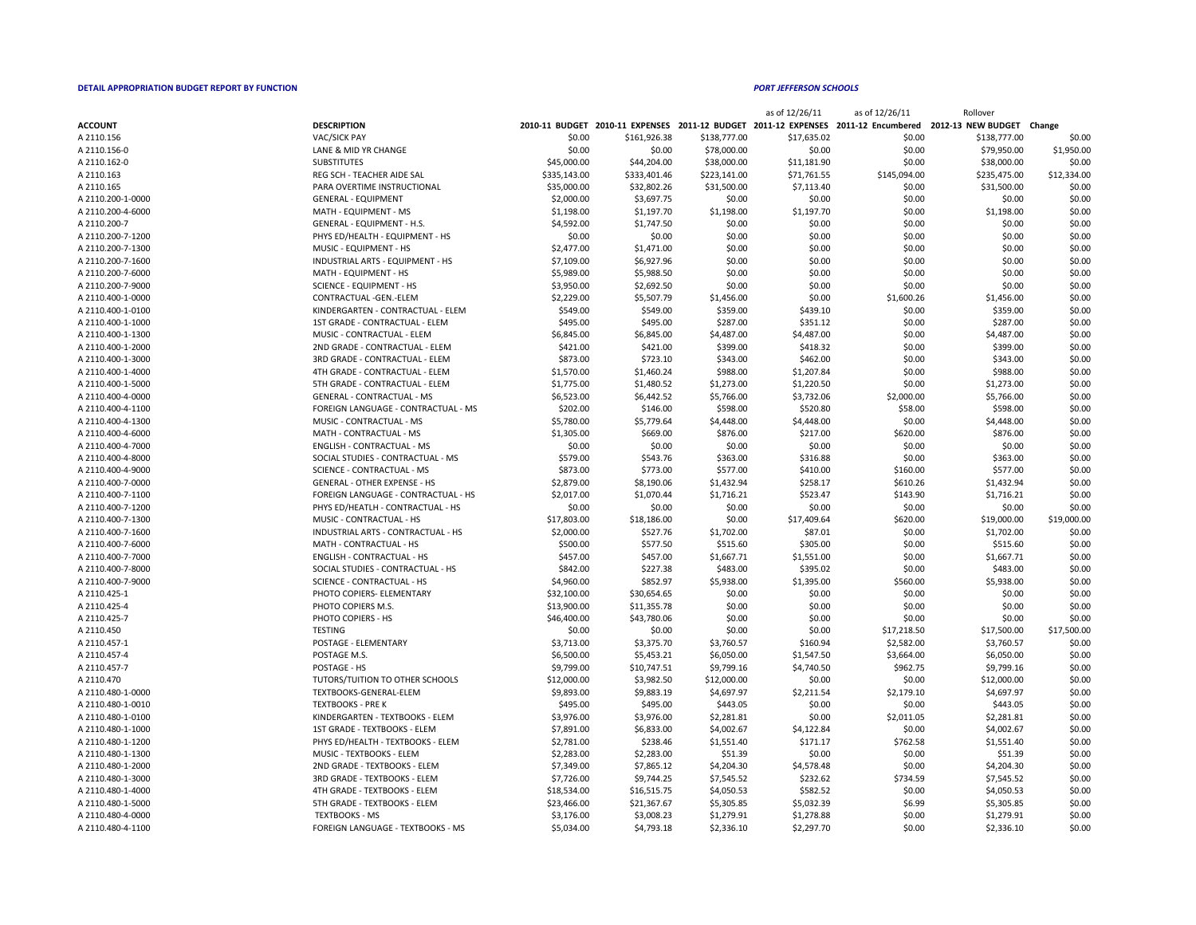**DETAIL APPROPRIATION BUDGET REPORT BY FUNCTION** *PORT JEFFERSON SCHOOLS*

| ACCOUNT | DESCRIPTION | 2010-11 BUDGET | 2010-11 EXPENSES | 2011-12 BUDGET | as of 12/26/11 2011-12 EXPENSES | as of 12/26/11 2011-12 Encumbered | Rollover 2012-13 NEW BUDGET | Change |
|---|---|---|---|---|---|---|---|---|
| A 2110.156 | VAC/SICK PAY | $0.00 | $161,926.38 | $138,777.00 | $17,635.02 | $0.00 | $138,777.00 | $0.00 |
| A 2110.156-0 | LANE & MID YR CHANGE | $0.00 | $0.00 | $78,000.00 | $0.00 | $0.00 | $79,950.00 | $1,950.00 |
| A 2110.162-0 | SUBSTITUTES | $45,000.00 | $44,204.00 | $38,000.00 | $11,181.90 | $0.00 | $38,000.00 | $0.00 |
| A 2110.163 | REG SCH - TEACHER AIDE SAL | $335,143.00 | $333,401.46 | $223,141.00 | $71,761.55 | $145,094.00 | $235,475.00 | $12,334.00 |
| A 2110.165 | PARA OVERTIME INSTRUCTIONAL | $35,000.00 | $32,802.26 | $31,500.00 | $7,113.40 | $0.00 | $31,500.00 | $0.00 |
| A 2110.200-1-0000 | GENERAL - EQUIPMENT | $2,000.00 | $3,697.75 | $0.00 | $0.00 | $0.00 | $0.00 | $0.00 |
| A 2110.200-4-6000 | MATH - EQUIPMENT - MS | $1,198.00 | $1,197.70 | $1,198.00 | $1,197.70 | $0.00 | $1,198.00 | $0.00 |
| A 2110.200-7 | GENERAL - EQUIPMENT - H.S. | $4,592.00 | $1,747.50 | $0.00 | $0.00 | $0.00 | $0.00 | $0.00 |
| A 2110.200-7-1200 | PHYS ED/HEALTH - EQUIPMENT - HS | $0.00 | $0.00 | $0.00 | $0.00 | $0.00 | $0.00 | $0.00 |
| A 2110.200-7-1300 | MUSIC - EQUIPMENT - HS | $2,477.00 | $1,471.00 | $0.00 | $0.00 | $0.00 | $0.00 | $0.00 |
| A 2110.200-7-1600 | INDUSTRIAL ARTS - EQUIPMENT - HS | $7,109.00 | $6,927.96 | $0.00 | $0.00 | $0.00 | $0.00 | $0.00 |
| A 2110.200-7-6000 | MATH - EQUIPMENT - HS | $5,989.00 | $5,988.50 | $0.00 | $0.00 | $0.00 | $0.00 | $0.00 |
| A 2110.200-7-9000 | SCIENCE - EQUIPMENT - HS | $3,950.00 | $2,692.50 | $0.00 | $0.00 | $0.00 | $0.00 | $0.00 |
| A 2110.400-1-0000 | CONTRACTUAL -GEN.-ELEM | $2,229.00 | $5,507.79 | $1,456.00 | $0.00 | $1,600.26 | $1,456.00 | $0.00 |
| A 2110.400-1-0100 | KINDERGARTEN - CONTRACTUAL - ELEM | $549.00 | $549.00 | $359.00 | $439.10 | $0.00 | $359.00 | $0.00 |
| A 2110.400-1-1000 | 1ST GRADE - CONTRACTUAL - ELEM | $495.00 | $495.00 | $287.00 | $351.12 | $0.00 | $287.00 | $0.00 |
| A 2110.400-1-1300 | MUSIC - CONTRACTUAL - ELEM | $6,845.00 | $6,845.00 | $4,487.00 | $4,487.00 | $0.00 | $4,487.00 | $0.00 |
| A 2110.400-1-2000 | 2ND GRADE - CONTRACTUAL - ELEM | $421.00 | $421.00 | $399.00 | $418.32 | $0.00 | $399.00 | $0.00 |
| A 2110.400-1-3000 | 3RD GRADE - CONTRACTUAL - ELEM | $873.00 | $723.10 | $343.00 | $462.00 | $0.00 | $343.00 | $0.00 |
| A 2110.400-1-4000 | 4TH GRADE - CONTRACTUAL - ELEM | $1,570.00 | $1,460.24 | $988.00 | $1,207.84 | $0.00 | $988.00 | $0.00 |
| A 2110.400-1-5000 | 5TH GRADE - CONTRACTUAL - ELEM | $1,775.00 | $1,480.52 | $1,273.00 | $1,220.50 | $0.00 | $1,273.00 | $0.00 |
| A 2110.400-4-0000 | GENERAL - CONTRACTUAL - MS | $6,523.00 | $6,442.52 | $5,766.00 | $3,732.06 | $2,000.00 | $5,766.00 | $0.00 |
| A 2110.400-4-1100 | FOREIGN LANGUAGE - CONTRACTUAL - MS | $202.00 | $146.00 | $598.00 | $520.80 | $58.00 | $598.00 | $0.00 |
| A 2110.400-4-1300 | MUSIC - CONTRACTUAL - MS | $5,780.00 | $5,779.64 | $4,448.00 | $4,448.00 | $0.00 | $4,448.00 | $0.00 |
| A 2110.400-4-6000 | MATH - CONTRACTUAL - MS | $1,305.00 | $669.00 | $876.00 | $217.00 | $620.00 | $876.00 | $0.00 |
| A 2110.400-4-7000 | ENGLISH - CONTRACTUAL - MS | $0.00 | $0.00 | $0.00 | $0.00 | $0.00 | $0.00 | $0.00 |
| A 2110.400-4-8000 | SOCIAL STUDIES - CONTRACTUAL - MS | $579.00 | $543.76 | $363.00 | $316.88 | $0.00 | $363.00 | $0.00 |
| A 2110.400-4-9000 | SCIENCE - CONTRACTUAL - MS | $873.00 | $773.00 | $577.00 | $410.00 | $160.00 | $577.00 | $0.00 |
| A 2110.400-7-0000 | GENERAL - OTHER EXPENSE - HS | $2,879.00 | $8,190.06 | $1,432.94 | $258.17 | $610.26 | $1,432.94 | $0.00 |
| A 2110.400-7-1100 | FOREIGN LANGUAGE - CONTRACTUAL - HS | $2,017.00 | $1,070.44 | $1,716.21 | $523.47 | $143.90 | $1,716.21 | $0.00 |
| A 2110.400-7-1200 | PHYS ED/HEATLH - CONTRACTUAL - HS | $0.00 | $0.00 | $0.00 | $0.00 | $0.00 | $0.00 | $0.00 |
| A 2110.400-7-1300 | MUSIC - CONTRACTUAL - HS | $17,803.00 | $18,186.00 | $0.00 | $17,409.64 | $620.00 | $19,000.00 | $19,000.00 |
| A 2110.400-7-1600 | INDUSTRIAL ARTS - CONTRACTUAL - HS | $2,000.00 | $527.76 | $1,702.00 | $87.01 | $0.00 | $1,702.00 | $0.00 |
| A 2110.400-7-6000 | MATH - CONTRACTUAL - HS | $500.00 | $577.50 | $515.60 | $305.00 | $0.00 | $515.60 | $0.00 |
| A 2110.400-7-7000 | ENGLISH - CONTRACTUAL - HS | $457.00 | $457.00 | $1,667.71 | $1,551.00 | $0.00 | $1,667.71 | $0.00 |
| A 2110.400-7-8000 | SOCIAL STUDIES - CONTRACTUAL - HS | $842.00 | $227.38 | $483.00 | $395.02 | $0.00 | $483.00 | $0.00 |
| A 2110.400-7-9000 | SCIENCE - CONTRACTUAL - HS | $4,960.00 | $852.97 | $5,938.00 | $1,395.00 | $560.00 | $5,938.00 | $0.00 |
| A 2110.425-1 | PHOTO COPIERS- ELEMENTARY | $32,100.00 | $30,654.65 | $0.00 | $0.00 | $0.00 | $0.00 | $0.00 |
| A 2110.425-4 | PHOTO COPIERS M.S. | $13,900.00 | $11,355.78 | $0.00 | $0.00 | $0.00 | $0.00 | $0.00 |
| A 2110.425-7 | PHOTO COPIERS - HS | $46,400.00 | $43,780.06 | $0.00 | $0.00 | $0.00 | $0.00 | $0.00 |
| A 2110.450 | TESTING | $0.00 | $0.00 | $0.00 | $0.00 | $17,218.50 | $17,500.00 | $17,500.00 |
| A 2110.457-1 | POSTAGE - ELEMENTARY | $3,713.00 | $3,375.70 | $3,760.57 | $160.94 | $2,582.00 | $3,760.57 | $0.00 |
| A 2110.457-4 | POSTAGE M.S. | $6,500.00 | $5,453.21 | $6,050.00 | $1,547.50 | $3,664.00 | $6,050.00 | $0.00 |
| A 2110.457-7 | POSTAGE - HS | $9,799.00 | $10,747.51 | $9,799.16 | $4,740.50 | $962.75 | $9,799.16 | $0.00 |
| A 2110.470 | TUTORS/TUITION TO OTHER SCHOOLS | $12,000.00 | $3,982.50 | $12,000.00 | $0.00 | $0.00 | $12,000.00 | $0.00 |
| A 2110.480-1-0000 | TEXTBOOKS-GENERAL-ELEM | $9,893.00 | $9,883.19 | $4,697.97 | $2,211.54 | $2,179.10 | $4,697.97 | $0.00 |
| A 2110.480-1-0010 | TEXTBOOKS - PRE K | $495.00 | $495.00 | $443.05 | $0.00 | $0.00 | $443.05 | $0.00 |
| A 2110.480-1-0100 | KINDERGARTEN - TEXTBOOKS - ELEM | $3,976.00 | $3,976.00 | $2,281.81 | $0.00 | $2,011.05 | $2,281.81 | $0.00 |
| A 2110.480-1-1000 | 1ST GRADE - TEXTBOOKS - ELEM | $7,891.00 | $6,833.00 | $4,002.67 | $4,122.84 | $0.00 | $4,002.67 | $0.00 |
| A 2110.480-1-1200 | PHYS ED/HEALTH - TEXTBOOKS - ELEM | $2,781.00 | $238.46 | $1,551.40 | $171.17 | $762.58 | $1,551.40 | $0.00 |
| A 2110.480-1-1300 | MUSIC - TEXTBOOKS - ELEM | $2,283.00 | $2,283.00 | $51.39 | $0.00 | $0.00 | $51.39 | $0.00 |
| A 2110.480-1-2000 | 2ND GRADE - TEXTBOOKS - ELEM | $7,349.00 | $7,865.12 | $4,204.30 | $4,578.48 | $0.00 | $4,204.30 | $0.00 |
| A 2110.480-1-3000 | 3RD GRADE - TEXTBOOKS - ELEM | $7,726.00 | $9,744.25 | $7,545.52 | $232.62 | $734.59 | $7,545.52 | $0.00 |
| A 2110.480-1-4000 | 4TH GRADE - TEXTBOOKS - ELEM | $18,534.00 | $16,515.75 | $4,050.53 | $582.52 | $0.00 | $4,050.53 | $0.00 |
| A 2110.480-1-5000 | 5TH GRADE - TEXTBOOKS - ELEM | $23,466.00 | $21,367.67 | $5,305.85 | $5,032.39 | $6.99 | $5,305.85 | $0.00 |
| A 2110.480-4-0000 | TEXTBOOKS - MS | $3,176.00 | $3,008.23 | $1,279.91 | $1,278.88 | $0.00 | $1,279.91 | $0.00 |
| A 2110.480-4-1100 | FOREIGN LANGUAGE - TEXTBOOKS - MS | $5,034.00 | $4,793.18 | $2,336.10 | $2,297.70 | $0.00 | $2,336.10 | $0.00 |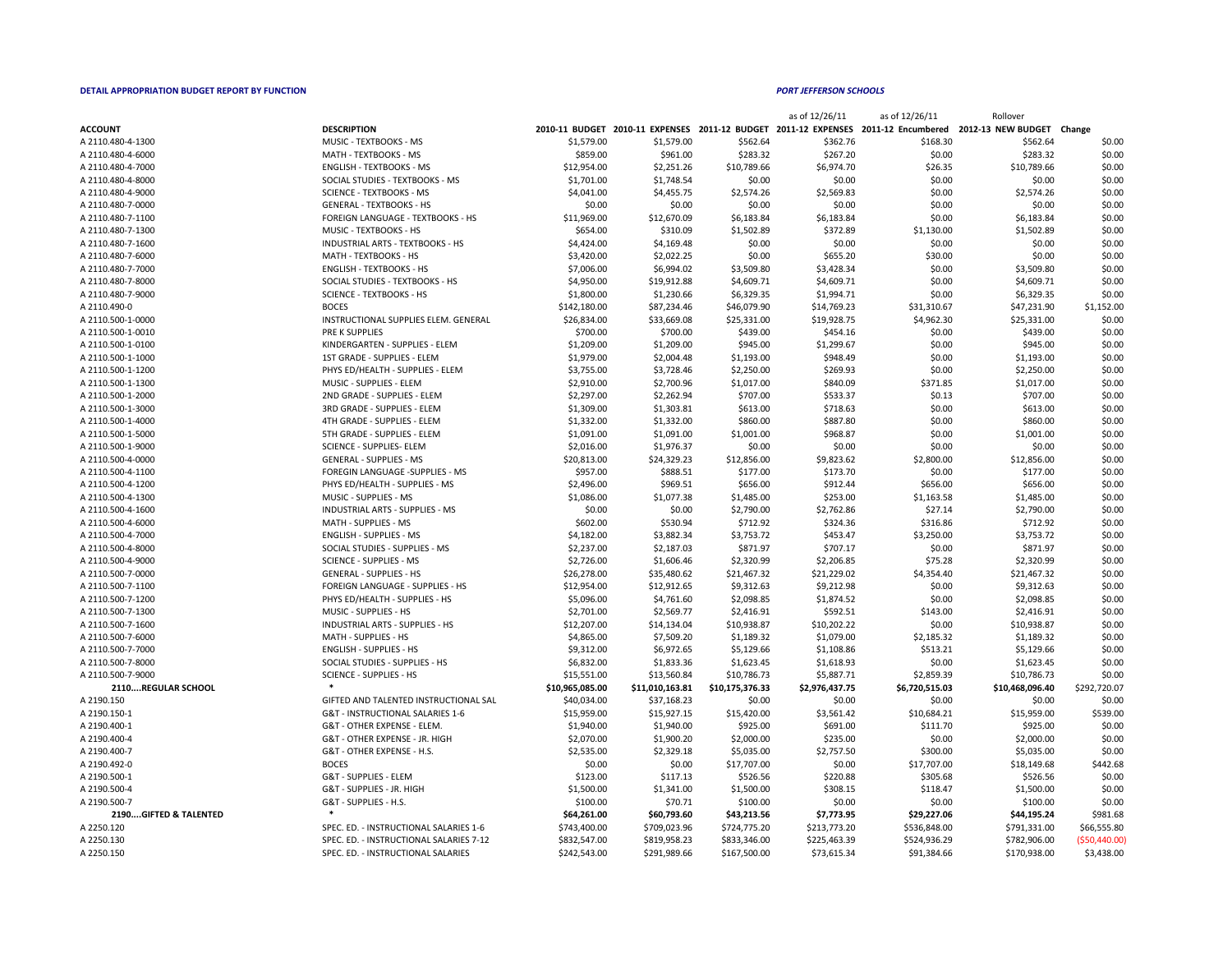**DETAIL APPROPRIATION BUDGET REPORT BY FUNCTION** ***PORT JEFFERSON SCHOOLS***

| ACCOUNT | DESCRIPTION | 2010-11 BUDGET | 2010-11 EXPENSES | 2011-12 BUDGET | as of 12/26/11 2011-12 EXPENSES | as of 12/26/11 2011-12 Encumbered | Rollover 2012-13 NEW BUDGET | Change |
|---|---|---|---|---|---|---|---|---|
| A 2110.480-4-1300 | MUSIC - TEXTBOOKS - MS | $1,579.00 | $1,579.00 | $562.64 | $362.76 | $168.30 | $562.64 | $0.00 |
| A 2110.480-4-6000 | MATH - TEXTBOOKS - MS | $859.00 | $961.00 | $283.32 | $267.20 | $0.00 | $283.32 | $0.00 |
| A 2110.480-4-7000 | ENGLISH - TEXTBOOKS - MS | $12,954.00 | $2,251.26 | $10,789.66 | $6,974.70 | $26.35 | $10,789.66 | $0.00 |
| A 2110.480-4-8000 | SOCIAL STUDIES - TEXTBOOKS - MS | $1,701.00 | $1,748.54 | $0.00 | $0.00 | $0.00 | $0.00 | $0.00 |
| A 2110.480-4-9000 | SCIENCE - TEXTBOOKS - MS | $4,041.00 | $4,455.75 | $2,574.26 | $2,569.83 | $0.00 | $2,574.26 | $0.00 |
| A 2110.480-7-0000 | GENERAL - TEXTBOOKS - HS | $0.00 | $0.00 | $0.00 | $0.00 | $0.00 | $0.00 | $0.00 |
| A 2110.480-7-1100 | FOREIGN LANGUAGE - TEXTBOOKS - HS | $11,969.00 | $12,670.09 | $6,183.84 | $6,183.84 | $0.00 | $6,183.84 | $0.00 |
| A 2110.480-7-1300 | MUSIC - TEXTBOOKS - HS | $654.00 | $310.09 | $1,502.89 | $372.89 | $1,130.00 | $1,502.89 | $0.00 |
| A 2110.480-7-1600 | INDUSTRIAL ARTS - TEXTBOOKS - HS | $4,424.00 | $4,169.48 | $0.00 | $0.00 | $0.00 | $0.00 | $0.00 |
| A 2110.480-7-6000 | MATH - TEXTBOOKS - HS | $3,420.00 | $2,022.25 | $0.00 | $655.20 | $30.00 | $0.00 | $0.00 |
| A 2110.480-7-7000 | ENGLISH - TEXTBOOKS - HS | $7,006.00 | $6,994.02 | $3,509.80 | $3,428.34 | $0.00 | $3,509.80 | $0.00 |
| A 2110.480-7-8000 | SOCIAL STUDIES - TEXTBOOKS - HS | $4,950.00 | $19,912.88 | $4,609.71 | $4,609.71 | $0.00 | $4,609.71 | $0.00 |
| A 2110.480-7-9000 | SCIENCE - TEXTBOOKS - HS | $1,800.00 | $1,230.66 | $6,329.35 | $1,994.71 | $0.00 | $6,329.35 | $0.00 |
| A 2110.490-0 | BOCES | $142,180.00 | $87,234.46 | $46,079.90 | $14,769.23 | $31,310.67 | $47,231.90 | $1,152.00 |
| A 2110.500-1-0000 | INSTRUCTIONAL SUPPLIES ELEM. GENERAL | $26,834.00 | $33,669.08 | $25,331.00 | $19,928.75 | $4,962.30 | $25,331.00 | $0.00 |
| A 2110.500-1-0010 | PRE K SUPPLIES | $700.00 | $700.00 | $439.00 | $454.16 | $0.00 | $439.00 | $0.00 |
| A 2110.500-1-0100 | KINDERGARTEN - SUPPLIES - ELEM | $1,209.00 | $1,209.00 | $945.00 | $1,299.67 | $0.00 | $945.00 | $0.00 |
| A 2110.500-1-1000 | 1ST GRADE - SUPPLIES - ELEM | $1,979.00 | $2,004.48 | $1,193.00 | $948.49 | $0.00 | $1,193.00 | $0.00 |
| A 2110.500-1-1200 | PHYS ED/HEALTH - SUPPLIES - ELEM | $3,755.00 | $3,728.46 | $2,250.00 | $269.93 | $0.00 | $2,250.00 | $0.00 |
| A 2110.500-1-1300 | MUSIC - SUPPLIES - ELEM | $2,910.00 | $2,700.96 | $1,017.00 | $840.09 | $371.85 | $1,017.00 | $0.00 |
| A 2110.500-1-2000 | 2ND GRADE - SUPPLIES - ELEM | $2,297.00 | $2,262.94 | $707.00 | $533.37 | $0.13 | $707.00 | $0.00 |
| A 2110.500-1-3000 | 3RD GRADE - SUPPLIES - ELEM | $1,309.00 | $1,303.81 | $613.00 | $718.63 | $0.00 | $613.00 | $0.00 |
| A 2110.500-1-4000 | 4TH GRADE - SUPPLIES - ELEM | $1,332.00 | $1,332.00 | $860.00 | $887.80 | $0.00 | $860.00 | $0.00 |
| A 2110.500-1-5000 | 5TH GRADE - SUPPLIES - ELEM | $1,091.00 | $1,091.00 | $1,001.00 | $968.87 | $0.00 | $1,001.00 | $0.00 |
| A 2110.500-1-9000 | SCIENCE - SUPPLIES- ELEM | $2,016.00 | $1,976.37 | $0.00 | $0.00 | $0.00 | $0.00 | $0.00 |
| A 2110.500-4-0000 | GENERAL - SUPPLIES - MS | $20,813.00 | $24,329.23 | $12,856.00 | $9,823.62 | $2,800.00 | $12,856.00 | $0.00 |
| A 2110.500-4-1100 | FOREGIN LANGUAGE -SUPPLIES - MS | $957.00 | $888.51 | $177.00 | $173.70 | $0.00 | $177.00 | $0.00 |
| A 2110.500-4-1200 | PHYS ED/HEALTH - SUPPLIES - MS | $2,496.00 | $969.51 | $656.00 | $912.44 | $656.00 | $656.00 | $0.00 |
| A 2110.500-4-1300 | MUSIC - SUPPLIES - MS | $1,086.00 | $1,077.38 | $1,485.00 | $253.00 | $1,163.58 | $1,485.00 | $0.00 |
| A 2110.500-4-1600 | INDUSTRIAL ARTS - SUPPLIES - MS | $0.00 | $0.00 | $2,790.00 | $2,762.86 | $27.14 | $2,790.00 | $0.00 |
| A 2110.500-4-6000 | MATH - SUPPLIES - MS | $602.00 | $530.94 | $712.92 | $324.36 | $316.86 | $712.92 | $0.00 |
| A 2110.500-4-7000 | ENGLISH - SUPPLIES - MS | $4,182.00 | $3,882.34 | $3,753.72 | $453.47 | $3,250.00 | $3,753.72 | $0.00 |
| A 2110.500-4-8000 | SOCIAL STUDIES - SUPPLIES - MS | $2,237.00 | $2,187.03 | $871.97 | $707.17 | $0.00 | $871.97 | $0.00 |
| A 2110.500-4-9000 | SCIENCE - SUPPLIES - MS | $2,726.00 | $1,606.46 | $2,320.99 | $2,206.85 | $75.28 | $2,320.99 | $0.00 |
| A 2110.500-7-0000 | GENERAL - SUPPLIES - HS | $26,278.00 | $35,480.62 | $21,467.32 | $21,229.02 | $4,354.40 | $21,467.32 | $0.00 |
| A 2110.500-7-1100 | FOREIGN LANGUAGE - SUPPLIES - HS | $12,954.00 | $12,912.65 | $9,312.63 | $9,212.98 | $0.00 | $9,312.63 | $0.00 |
| A 2110.500-7-1200 | PHYS ED/HEALTH - SUPPLIES - HS | $5,096.00 | $4,761.60 | $2,098.85 | $1,874.52 | $0.00 | $2,098.85 | $0.00 |
| A 2110.500-7-1300 | MUSIC - SUPPLIES - HS | $2,701.00 | $2,569.77 | $2,416.91 | $592.51 | $143.00 | $2,416.91 | $0.00 |
| A 2110.500-7-1600 | INDUSTRIAL ARTS - SUPPLIES - HS | $12,207.00 | $14,134.04 | $10,938.87 | $10,202.22 | $0.00 | $10,938.87 | $0.00 |
| A 2110.500-7-6000 | MATH - SUPPLIES - HS | $4,865.00 | $7,509.20 | $1,189.32 | $1,079.00 | $2,185.32 | $1,189.32 | $0.00 |
| A 2110.500-7-7000 | ENGLISH - SUPPLIES - HS | $9,312.00 | $6,972.65 | $5,129.66 | $1,108.86 | $513.21 | $5,129.66 | $0.00 |
| A 2110.500-7-8000 | SOCIAL STUDIES - SUPPLIES - HS | $6,832.00 | $1,833.36 | $1,623.45 | $1,618.93 | $0.00 | $1,623.45 | $0.00 |
| A 2110.500-7-9000 | SCIENCE - SUPPLIES - HS | $15,551.00 | $13,560.84 | $10,786.73 | $5,887.71 | $2,859.39 | $10,786.73 | $0.00 |
| **2110....REGULAR SCHOOL** | * | **$10,965,085.00** | **$11,010,163.81** | **$10,175,376.33** | **$2,976,437.75** | **$6,720,515.03** | **$10,468,096.40** | $292,720.07 |
| A 2190.150 | GIFTED AND TALENTED INSTRUCTIONAL SAL | $40,034.00 | $37,168.23 | $0.00 | $0.00 | $0.00 | $0.00 | $0.00 |
| A 2190.150-1 | G&T - INSTRUCTIONAL SALARIES 1-6 | $15,959.00 | $15,927.15 | $15,420.00 | $3,561.42 | $10,684.21 | $15,959.00 | $539.00 |
| A 2190.400-1 | G&T - OTHER EXPENSE - ELEM. | $1,940.00 | $1,940.00 | $925.00 | $691.00 | $111.70 | $925.00 | $0.00 |
| A 2190.400-4 | G&T - OTHER EXPENSE - JR. HIGH | $2,070.00 | $1,900.20 | $2,000.00 | $235.00 | $0.00 | $2,000.00 | $0.00 |
| A 2190.400-7 | G&T - OTHER EXPENSE - H.S. | $2,535.00 | $2,329.18 | $5,035.00 | $2,757.50 | $300.00 | $5,035.00 | $0.00 |
| A 2190.492-0 | BOCES | $0.00 | $0.00 | $17,707.00 | $0.00 | $17,707.00 | $18,149.68 | $442.68 |
| A 2190.500-1 | G&T - SUPPLIES - ELEM | $123.00 | $117.13 | $526.56 | $220.88 | $305.68 | $526.56 | $0.00 |
| A 2190.500-4 | G&T - SUPPLIES - JR. HIGH | $1,500.00 | $1,341.00 | $1,500.00 | $308.15 | $118.47 | $1,500.00 | $0.00 |
| A 2190.500-7 | G&T - SUPPLIES - H.S. | $100.00 | $70.71 | $100.00 | $0.00 | $0.00 | $100.00 | $0.00 |
| **2190....GIFTED & TALENTED** | * | **$64,261.00** | **$60,793.60** | **$43,213.56** | **$7,773.95** | **$29,227.06** | **$44,195.24** | $981.68 |
| A 2250.120 | SPEC. ED. - INSTRUCTIONAL SALARIES 1-6 | $743,400.00 | $709,023.96 | $724,775.20 | $213,773.20 | $536,848.00 | $791,331.00 | $66,555.80 |
| A 2250.130 | SPEC. ED. - INSTRUCTIONAL SALARIES 7-12 | $832,547.00 | $819,958.23 | $833,346.00 | $225,463.39 | $524,936.29 | $782,906.00 | ($50,440.00) |
| A 2250.150 | SPEC. ED. - INSTRUCTIONAL SALARIES | $242,543.00 | $291,989.66 | $167,500.00 | $73,615.34 | $91,384.66 | $170,938.00 | $3,438.00 |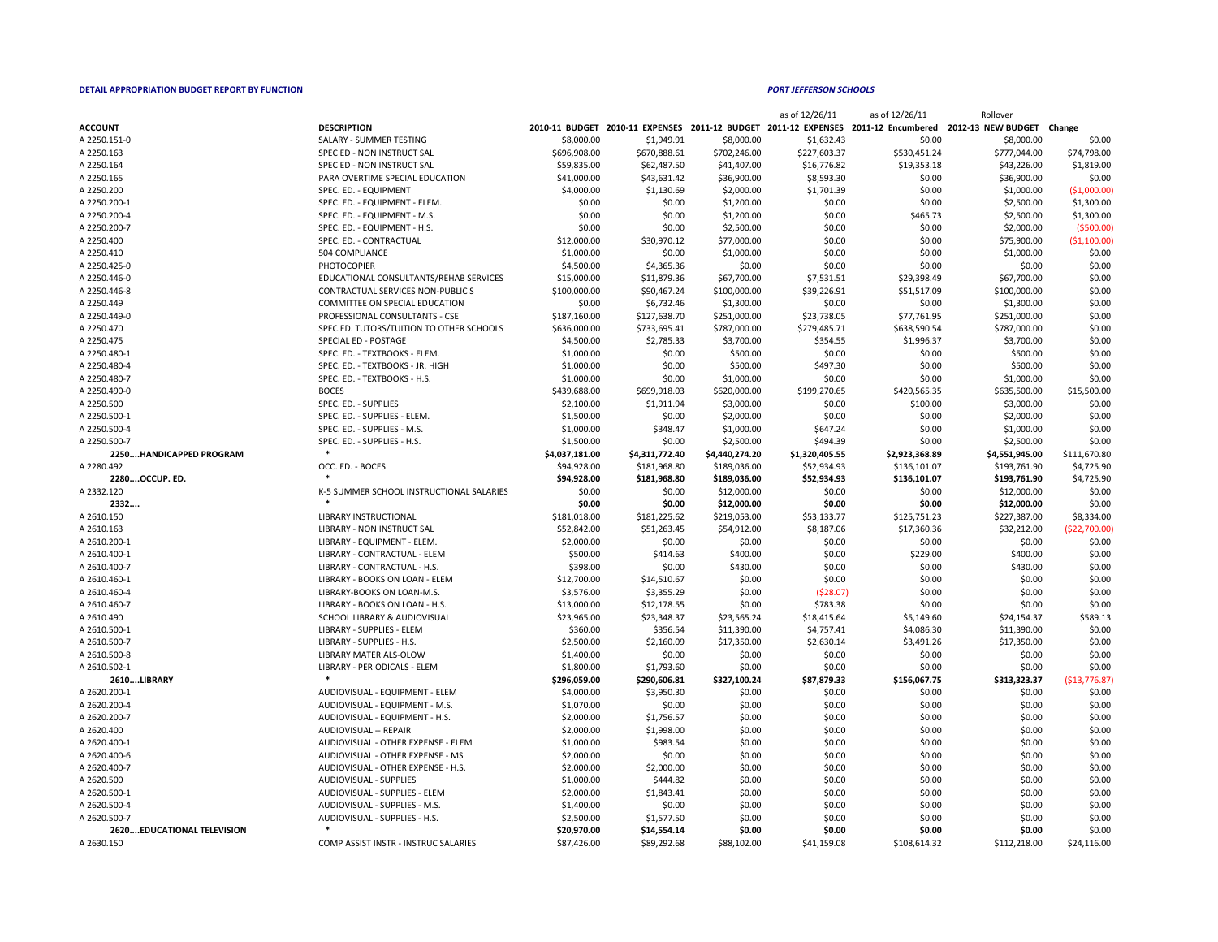**DETAIL APPROPRIATION BUDGET REPORT BY FUNCTION** ***PORT JEFFERSON SCHOOLS***

| ACCOUNT | DESCRIPTION | 2010-11 BUDGET | 2010-11 EXPENSES | 2011-12 BUDGET | as of 12/26/11 2011-12 EXPENSES | as of 12/26/11 2011-12 Encumbered | Rollover 2012-13 NEW BUDGET | Change |
|---|---|---|---|---|---|---|---|---|
| A 2250.151-0 | SALARY - SUMMER TESTING | $8,000.00 | $1,949.91 | $8,000.00 | $1,632.43 | $0.00 | $8,000.00 | $0.00 |
| A 2250.163 | SPEC ED - NON INSTRUCT SAL | $696,908.00 | $670,888.61 | $702,246.00 | $227,603.37 | $530,451.24 | $777,044.00 | $74,798.00 |
| A 2250.164 | SPEC ED - NON INSTRUCT SAL | $59,835.00 | $62,487.50 | $41,407.00 | $16,776.82 | $19,353.18 | $43,226.00 | $1,819.00 |
| A 2250.165 | PARA OVERTIME SPECIAL EDUCATION | $41,000.00 | $43,631.42 | $36,900.00 | $8,593.30 | $0.00 | $36,900.00 | $0.00 |
| A 2250.200 | SPEC. ED. - EQUIPMENT | $4,000.00 | $1,130.69 | $2,000.00 | $1,701.39 | $0.00 | $1,000.00 | ($1,000.00) |
| A 2250.200-1 | SPEC. ED. - EQUIPMENT - ELEM. | $0.00 | $0.00 | $1,200.00 | $0.00 | $0.00 | $2,500.00 | $1,300.00 |
| A 2250.200-4 | SPEC. ED. - EQUIPMENT - M.S. | $0.00 | $0.00 | $1,200.00 | $0.00 | $465.73 | $2,500.00 | $1,300.00 |
| A 2250.200-7 | SPEC. ED. - EQUIPMENT - H.S. | $0.00 | $0.00 | $2,500.00 | $0.00 | $0.00 | $2,000.00 | ($500.00) |
| A 2250.400 | SPEC. ED. - CONTRACTUAL | $12,000.00 | $30,970.12 | $77,000.00 | $0.00 | $0.00 | $75,900.00 | ($1,100.00) |
| A 2250.410 | 504 COMPLIANCE | $1,000.00 | $0.00 | $1,000.00 | $0.00 | $0.00 | $1,000.00 | $0.00 |
| A 2250.425-0 | PHOTOCOPIER | $4,500.00 | $4,365.36 | $0.00 | $0.00 | $0.00 | $0.00 | $0.00 |
| A 2250.446-0 | EDUCATIONAL CONSULTANTS/REHAB SERVICES | $15,000.00 | $11,879.36 | $67,700.00 | $7,531.51 | $29,398.49 | $67,700.00 | $0.00 |
| A 2250.446-8 | CONTRACTUAL SERVICES NON-PUBLIC S | $100,000.00 | $90,467.24 | $100,000.00 | $39,226.91 | $51,517.09 | $100,000.00 | $0.00 |
| A 2250.449 | COMMITTEE ON SPECIAL EDUCATION | $0.00 | $6,732.46 | $1,300.00 | $0.00 | $0.00 | $1,300.00 | $0.00 |
| A 2250.449-0 | PROFESSIONAL CONSULTANTS - CSE | $187,160.00 | $127,638.70 | $251,000.00 | $23,738.05 | $77,761.95 | $251,000.00 | $0.00 |
| A 2250.470 | SPEC.ED. TUTORS/TUITION TO OTHER SCHOOLS | $636,000.00 | $733,695.41 | $787,000.00 | $279,485.71 | $638,590.54 | $787,000.00 | $0.00 |
| A 2250.475 | SPECIAL ED - POSTAGE | $4,500.00 | $2,785.33 | $3,700.00 | $354.55 | $1,996.37 | $3,700.00 | $0.00 |
| A 2250.480-1 | SPEC. ED. - TEXTBOOKS - ELEM. | $1,000.00 | $0.00 | $500.00 | $0.00 | $0.00 | $500.00 | $0.00 |
| A 2250.480-4 | SPEC. ED. - TEXTBOOKS - JR. HIGH | $1,000.00 | $0.00 | $500.00 | $497.30 | $0.00 | $500.00 | $0.00 |
| A 2250.480-7 | SPEC. ED. - TEXTBOOKS - H.S. | $1,000.00 | $0.00 | $1,000.00 | $0.00 | $0.00 | $1,000.00 | $0.00 |
| A 2250.490-0 | BOCES | $439,688.00 | $699,918.03 | $620,000.00 | $199,270.65 | $420,565.35 | $635,500.00 | $15,500.00 |
| A 2250.500 | SPEC. ED. - SUPPLIES | $2,100.00 | $1,911.94 | $3,000.00 | $0.00 | $100.00 | $3,000.00 | $0.00 |
| A 2250.500-1 | SPEC. ED. - SUPPLIES - ELEM. | $1,500.00 | $0.00 | $2,000.00 | $0.00 | $0.00 | $2,000.00 | $0.00 |
| A 2250.500-4 | SPEC. ED. - SUPPLIES - M.S. | $1,000.00 | $348.47 | $1,000.00 | $647.24 | $0.00 | $1,000.00 | $0.00 |
| A 2250.500-7 | SPEC. ED. - SUPPLIES - H.S. | $1,500.00 | $0.00 | $2,500.00 | $494.39 | $0.00 | $2,500.00 | $0.00 |
| **2250....HANDICAPPED PROGRAM** | * | **$4,037,181.00** | **$4,311,772.40** | **$4,440,274.20** | **$1,320,405.55** | **$2,923,368.89** | **$4,551,945.00** | $111,670.80 |
| A 2280.492 | OCC. ED. - BOCES | $94,928.00 | $181,968.80 | $189,036.00 | $52,934.93 | $136,101.07 | $193,761.90 | $4,725.90 |
| **2280....OCCUP. ED.** | * | **$94,928.00** | **$181,968.80** | **$189,036.00** | **$52,934.93** | **$136,101.07** | **$193,761.90** | $4,725.90 |
| A 2332.120 | K-5 SUMMER SCHOOL INSTRUCTIONAL SALARIES | $0.00 | $0.00 | $12,000.00 | $0.00 | $0.00 | $12,000.00 | $0.00 |
| **2332....** | * | **$0.00** | **$0.00** | **$12,000.00** | **$0.00** | **$0.00** | **$12,000.00** | $0.00 |
| A 2610.150 | LIBRARY INSTRUCTIONAL | $181,018.00 | $181,225.62 | $219,053.00 | $53,133.77 | $125,751.23 | $227,387.00 | $8,334.00 |
| A 2610.163 | LIBRARY - NON INSTRUCT SAL | $52,842.00 | $51,263.45 | $54,912.00 | $8,187.06 | $17,360.36 | $32,212.00 | ($22,700.00) |
| A 2610.200-1 | LIBRARY - EQUIPMENT - ELEM. | $2,000.00 | $0.00 | $0.00 | $0.00 | $0.00 | $0.00 | $0.00 |
| A 2610.400-1 | LIBRARY - CONTRACTUAL - ELEM | $500.00 | $414.63 | $400.00 | $0.00 | $229.00 | $400.00 | $0.00 |
| A 2610.400-7 | LIBRARY - CONTRACTUAL - H.S. | $398.00 | $0.00 | $430.00 | $0.00 | $0.00 | $430.00 | $0.00 |
| A 2610.460-1 | LIBRARY - BOOKS ON LOAN - ELEM | $12,700.00 | $14,510.67 | $0.00 | $0.00 | $0.00 | $0.00 | $0.00 |
| A 2610.460-4 | LIBRARY-BOOKS ON LOAN-M.S. | $3,576.00 | $3,355.29 | $0.00 | ($28.07) | $0.00 | $0.00 | $0.00 |
| A 2610.460-7 | LIBRARY - BOOKS ON LOAN - H.S. | $13,000.00 | $12,178.55 | $0.00 | $783.38 | $0.00 | $0.00 | $0.00 |
| A 2610.490 | SCHOOL LIBRARY & AUDIOVISUAL | $23,965.00 | $23,348.37 | $23,565.24 | $18,415.64 | $5,149.60 | $24,154.37 | $589.13 |
| A 2610.500-1 | LIBRARY - SUPPLIES - ELEM | $360.00 | $356.54 | $11,390.00 | $4,757.41 | $4,086.30 | $11,390.00 | $0.00 |
| A 2610.500-7 | LIBRARY - SUPPLIES - H.S. | $2,500.00 | $2,160.09 | $17,350.00 | $2,630.14 | $3,491.26 | $17,350.00 | $0.00 |
| A 2610.500-8 | LIBRARY MATERIALS-OLOW | $1,400.00 | $0.00 | $0.00 | $0.00 | $0.00 | $0.00 | $0.00 |
| A 2610.502-1 | LIBRARY - PERIODICALS - ELEM | $1,800.00 | $1,793.60 | $0.00 | $0.00 | $0.00 | $0.00 | $0.00 |
| **2610....LIBRARY** | * | **$296,059.00** | **$290,606.81** | **$327,100.24** | **$87,879.33** | **$156,067.75** | **$313,323.37** | ($13,776.87) |
| A 2620.200-1 | AUDIOVISUAL - EQUIPMENT - ELEM | $4,000.00 | $3,950.30 | $0.00 | $0.00 | $0.00 | $0.00 | $0.00 |
| A 2620.200-4 | AUDIOVISUAL - EQUIPMENT - M.S. | $1,070.00 | $0.00 | $0.00 | $0.00 | $0.00 | $0.00 | $0.00 |
| A 2620.200-7 | AUDIOVISUAL - EQUIPMENT - H.S. | $2,000.00 | $1,756.57 | $0.00 | $0.00 | $0.00 | $0.00 | $0.00 |
| A 2620.400 | AUDIOVISUAL -- REPAIR | $2,000.00 | $1,998.00 | $0.00 | $0.00 | $0.00 | $0.00 | $0.00 |
| A 2620.400-1 | AUDIOVISUAL - OTHER EXPENSE - ELEM | $1,000.00 | $983.54 | $0.00 | $0.00 | $0.00 | $0.00 | $0.00 |
| A 2620.400-6 | AUDIOVISUAL - OTHER EXPENSE - MS | $2,000.00 | $0.00 | $0.00 | $0.00 | $0.00 | $0.00 | $0.00 |
| A 2620.400-7 | AUDIOVISUAL - OTHER EXPENSE - H.S. | $2,000.00 | $2,000.00 | $0.00 | $0.00 | $0.00 | $0.00 | $0.00 |
| A 2620.500 | AUDIOVISUAL - SUPPLIES | $1,000.00 | $444.82 | $0.00 | $0.00 | $0.00 | $0.00 | $0.00 |
| A 2620.500-1 | AUDIOVISUAL - SUPPLIES - ELEM | $2,000.00 | $1,843.41 | $0.00 | $0.00 | $0.00 | $0.00 | $0.00 |
| A 2620.500-4 | AUDIOVISUAL - SUPPLIES - M.S. | $1,400.00 | $0.00 | $0.00 | $0.00 | $0.00 | $0.00 | $0.00 |
| A 2620.500-7 | AUDIOVISUAL - SUPPLIES - H.S. | $2,500.00 | $1,577.50 | $0.00 | $0.00 | $0.00 | $0.00 | $0.00 |
| **2620....EDUCATIONAL TELEVISION** | * | **$20,970.00** | **$14,554.14** | **$0.00** | **$0.00** | **$0.00** | **$0.00** | $0.00 |
| A 2630.150 | COMP ASSIST INSTR - INSTRUC SALARIES | $87,426.00 | $89,292.68 | $88,102.00 | $41,159.08 | $108,614.32 | $112,218.00 | $24,116.00 |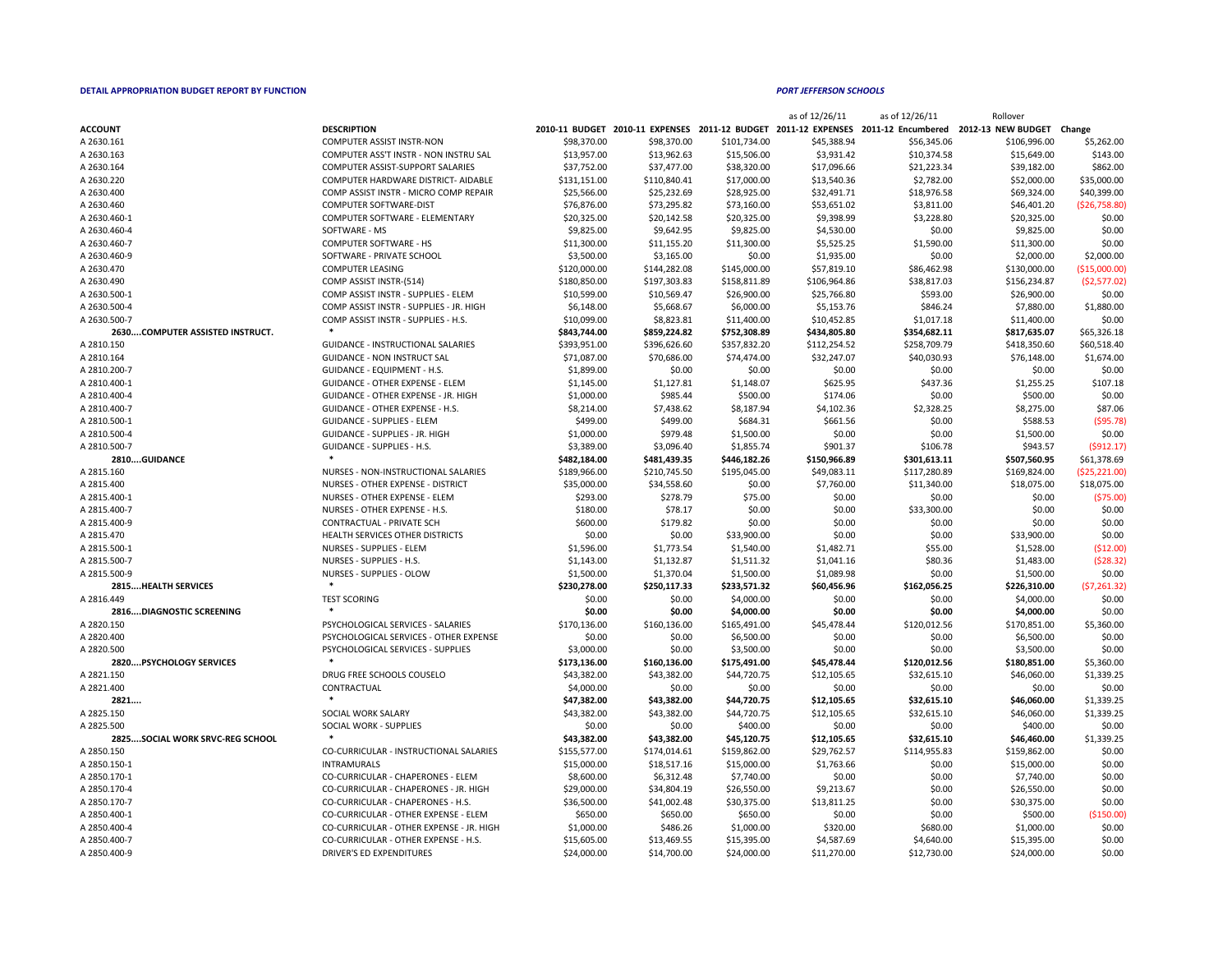**DETAIL APPROPRIATION BUDGET REPORT BY FUNCTION** — ***PORT JEFFERSON SCHOOLS***

| ACCOUNT | DESCRIPTION | 2010-11 BUDGET | 2010-11 EXPENSES | 2011-12 BUDGET | as of 12/26/11 2011-12 EXPENSES | as of 12/26/11 2011-12 Encumbered | Rollover 2012-13 NEW BUDGET | Change |
|---|---|---|---|---|---|---|---|---|
| A 2630.161 | COMPUTER ASSIST INSTR-NON | $98,370.00 | $98,370.00 | $101,734.00 | $45,388.94 | $56,345.06 | $106,996.00 | $5,262.00 |
| A 2630.163 | COMPUTER ASS'T INSTR - NON INSTRU SAL | $13,957.00 | $13,962.63 | $15,506.00 | $3,931.42 | $10,374.58 | $15,649.00 | $143.00 |
| A 2630.164 | COMPUTER ASSIST-SUPPORT SALARIES | $37,752.00 | $37,477.00 | $38,320.00 | $17,096.66 | $21,223.34 | $39,182.00 | $862.00 |
| A 2630.220 | COMPUTER HARDWARE DISTRICT- AIDABLE | $131,151.00 | $110,840.41 | $17,000.00 | $13,540.36 | $2,782.00 | $52,000.00 | $35,000.00 |
| A 2630.400 | COMP ASSIST INSTR - MICRO COMP REPAIR | $25,566.00 | $25,232.69 | $28,925.00 | $32,491.71 | $18,976.58 | $69,324.00 | $40,399.00 |
| A 2630.460 | COMPUTER SOFTWARE-DIST | $76,876.00 | $73,295.82 | $73,160.00 | $53,651.02 | $3,811.00 | $46,401.20 | ($26,758.80) |
| A 2630.460-1 | COMPUTER SOFTWARE - ELEMENTARY | $20,325.00 | $20,142.58 | $20,325.00 | $9,398.99 | $3,228.80 | $20,325.00 | $0.00 |
| A 2630.460-4 | SOFTWARE - MS | $9,825.00 | $9,642.95 | $9,825.00 | $4,530.00 | $0.00 | $9,825.00 | $0.00 |
| A 2630.460-7 | COMPUTER SOFTWARE - HS | $11,300.00 | $11,155.20 | $11,300.00 | $5,525.25 | $1,590.00 | $11,300.00 | $0.00 |
| A 2630.460-9 | SOFTWARE - PRIVATE SCHOOL | $3,500.00 | $3,165.00 | $0.00 | $1,935.00 | $0.00 | $2,000.00 | $2,000.00 |
| A 2630.470 | COMPUTER LEASING | $120,000.00 | $144,282.08 | $145,000.00 | $57,819.10 | $86,462.98 | $130,000.00 | ($15,000.00) |
| A 2630.490 | COMP ASSIST INSTR-(514) | $180,850.00 | $197,303.83 | $158,811.89 | $106,964.86 | $38,817.03 | $156,234.87 | ($2,577.02) |
| A 2630.500-1 | COMP ASSIST INSTR - SUPPLIES - ELEM | $10,599.00 | $10,569.47 | $26,900.00 | $25,766.80 | $593.00 | $26,900.00 | $0.00 |
| A 2630.500-4 | COMP ASSIST INSTR - SUPPLIES - JR. HIGH | $6,148.00 | $5,668.67 | $6,000.00 | $5,153.76 | $846.24 | $7,880.00 | $1,880.00 |
| A 2630.500-7 | COMP ASSIST INSTR - SUPPLIES - H.S. | $10,099.00 | $8,823.81 | $11,400.00 | $10,452.85 | $1,017.18 | $11,400.00 | $0.00 |
| **2630....COMPUTER ASSISTED INSTRUCT.** | * | **$843,744.00** | **$859,224.82** | **$752,308.89** | **$434,805.80** | **$354,682.11** | **$817,635.07** | **$65,326.18** |
| A 2810.150 | GUIDANCE - INSTRUCTIONAL SALARIES | $393,951.00 | $396,626.60 | $357,832.20 | $112,254.52 | $258,709.79 | $418,350.60 | $60,518.40 |
| A 2810.164 | GUIDANCE - NON INSTRUCT SAL | $71,087.00 | $70,686.00 | $74,474.00 | $32,247.07 | $40,030.93 | $76,148.00 | $1,674.00 |
| A 2810.200-7 | GUIDANCE - EQUIPMENT - H.S. | $1,899.00 | $0.00 | $0.00 | $0.00 | $0.00 | $0.00 | $0.00 |
| A 2810.400-1 | GUIDANCE - OTHER EXPENSE - ELEM | $1,145.00 | $1,127.81 | $1,148.07 | $625.95 | $437.36 | $1,255.25 | $107.18 |
| A 2810.400-4 | GUIDANCE - OTHER EXPENSE - JR. HIGH | $1,000.00 | $985.44 | $500.00 | $174.06 | $0.00 | $500.00 | $0.00 |
| A 2810.400-7 | GUIDANCE - OTHER EXPENSE - H.S. | $8,214.00 | $7,438.62 | $8,187.94 | $4,102.36 | $2,328.25 | $8,275.00 | $87.06 |
| A 2810.500-1 | GUIDANCE - SUPPLIES - ELEM | $499.00 | $499.00 | $684.31 | $661.56 | $0.00 | $588.53 | ($95.78) |
| A 2810.500-4 | GUIDANCE - SUPPLIES - JR. HIGH | $1,000.00 | $979.48 | $1,500.00 | $0.00 | $0.00 | $1,500.00 | $0.00 |
| A 2810.500-7 | GUIDANCE - SUPPLIES - H.S. | $3,389.00 | $3,096.40 | $1,855.74 | $901.37 | $106.78 | $943.57 | ($912.17) |
| **2810....GUIDANCE** | * | **$482,184.00** | **$481,439.35** | **$446,182.26** | **$150,966.89** | **$301,613.11** | **$507,560.95** | **$61,378.69** |
| A 2815.160 | NURSES - NON-INSTRUCTIONAL SALARIES | $189,966.00 | $210,745.50 | $195,045.00 | $49,083.11 | $117,280.89 | $169,824.00 | ($25,221.00) |
| A 2815.400 | NURSES - OTHER EXPENSE - DISTRICT | $35,000.00 | $34,558.60 | $0.00 | $7,760.00 | $11,340.00 | $18,075.00 | $18,075.00 |
| A 2815.400-1 | NURSES - OTHER EXPENSE - ELEM | $293.00 | $278.79 | $75.00 | $0.00 | $0.00 | $0.00 | ($75.00) |
| A 2815.400-7 | NURSES - OTHER EXPENSE - H.S. | $180.00 | $78.17 | $0.00 | $0.00 | $33,300.00 | $0.00 | $0.00 |
| A 2815.400-9 | CONTRACTUAL - PRIVATE SCH | $600.00 | $179.82 | $0.00 | $0.00 | $0.00 | $0.00 | $0.00 |
| A 2815.470 | HEALTH SERVICES OTHER DISTRICTS | $0.00 | $0.00 | $33,900.00 | $0.00 | $0.00 | $33,900.00 | $0.00 |
| A 2815.500-1 | NURSES - SUPPLIES - ELEM | $1,596.00 | $1,773.54 | $1,540.00 | $1,482.71 | $55.00 | $1,528.00 | ($12.00) |
| A 2815.500-7 | NURSES - SUPPLIES - H.S. | $1,143.00 | $1,132.87 | $1,511.32 | $1,041.16 | $80.36 | $1,483.00 | ($28.32) |
| A 2815.500-9 | NURSES - SUPPLIES - OLOW | $1,500.00 | $1,370.04 | $1,500.00 | $1,089.98 | $0.00 | $1,500.00 | $0.00 |
| **2815....HEALTH SERVICES** | * | **$230,278.00** | **$250,117.33** | **$233,571.32** | **$60,456.96** | **$162,056.25** | **$226,310.00** | **($7,261.32)** |
| A 2816.449 | TEST SCORING | $0.00 | $0.00 | $4,000.00 | $0.00 | $0.00 | $4,000.00 | $0.00 |
| **2816....DIAGNOSTIC SCREENING** | * | **$0.00** | **$0.00** | **$4,000.00** | **$0.00** | **$0.00** | **$4,000.00** | **$0.00** |
| A 2820.150 | PSYCHOLOGICAL SERVICES - SALARIES | $170,136.00 | $160,136.00 | $165,491.00 | $45,478.44 | $120,012.56 | $170,851.00 | $5,360.00 |
| A 2820.400 | PSYCHOLOGICAL SERVICES - OTHER EXPENSE | $0.00 | $0.00 | $6,500.00 | $0.00 | $0.00 | $6,500.00 | $0.00 |
| A 2820.500 | PSYCHOLOGICAL SERVICES - SUPPLIES | $3,000.00 | $0.00 | $3,500.00 | $0.00 | $0.00 | $3,500.00 | $0.00 |
| **2820....PSYCHOLOGY SERVICES** | * | **$173,136.00** | **$160,136.00** | **$175,491.00** | **$45,478.44** | **$120,012.56** | **$180,851.00** | **$5,360.00** |
| A 2821.150 | DRUG FREE SCHOOLS COUSELO | $43,382.00 | $43,382.00 | $44,720.75 | $12,105.65 | $32,615.10 | $46,060.00 | $1,339.25 |
| A 2821.400 | CONTRACTUAL | $4,000.00 | $0.00 | $0.00 | $0.00 | $0.00 | $0.00 | $0.00 |
| **2821....** | * | **$47,382.00** | **$43,382.00** | **$44,720.75** | **$12,105.65** | **$32,615.10** | **$46,060.00** | **$1,339.25** |
| A 2825.150 | SOCIAL WORK SALARY | $43,382.00 | $43,382.00 | $44,720.75 | $12,105.65 | $32,615.10 | $46,060.00 | $1,339.25 |
| A 2825.500 | SOCIAL WORK - SUPPLIES | $0.00 | $0.00 | $400.00 | $0.00 | $0.00 | $400.00 | $0.00 |
| **2825....SOCIAL WORK SRVC-REG SCHOOL** | * | **$43,382.00** | **$43,382.00** | **$45,120.75** | **$12,105.65** | **$32,615.10** | **$46,460.00** | **$1,339.25** |
| A 2850.150 | CO-CURRICULAR - INSTRUCTIONAL SALARIES | $155,577.00 | $174,014.61 | $159,862.00 | $29,762.57 | $114,955.83 | $159,862.00 | $0.00 |
| A 2850.150-1 | INTRAMURALS | $15,000.00 | $18,517.16 | $15,000.00 | $1,763.66 | $0.00 | $15,000.00 | $0.00 |
| A 2850.170-1 | CO-CURRICULAR - CHAPERONES - ELEM | $8,600.00 | $6,312.48 | $7,740.00 | $0.00 | $0.00 | $7,740.00 | $0.00 |
| A 2850.170-4 | CO-CURRICULAR - CHAPERONES - JR. HIGH | $29,000.00 | $34,804.19 | $26,550.00 | $9,213.67 | $0.00 | $26,550.00 | $0.00 |
| A 2850.170-7 | CO-CURRICULAR - CHAPERONES - H.S. | $36,500.00 | $41,002.48 | $30,375.00 | $13,811.25 | $0.00 | $30,375.00 | $0.00 |
| A 2850.400-1 | CO-CURRICULAR - OTHER EXPENSE - ELEM | $650.00 | $650.00 | $650.00 | $0.00 | $0.00 | $500.00 | ($150.00) |
| A 2850.400-4 | CO-CURRICULAR - OTHER EXPENSE - JR. HIGH | $1,000.00 | $486.26 | $1,000.00 | $320.00 | $680.00 | $1,000.00 | $0.00 |
| A 2850.400-7 | CO-CURRICULAR - OTHER EXPENSE - H.S. | $15,605.00 | $13,469.55 | $15,395.00 | $4,587.69 | $4,640.00 | $15,395.00 | $0.00 |
| A 2850.400-9 | DRIVER'S ED EXPENDITURES | $24,000.00 | $14,700.00 | $24,000.00 | $11,270.00 | $12,730.00 | $24,000.00 | $0.00 |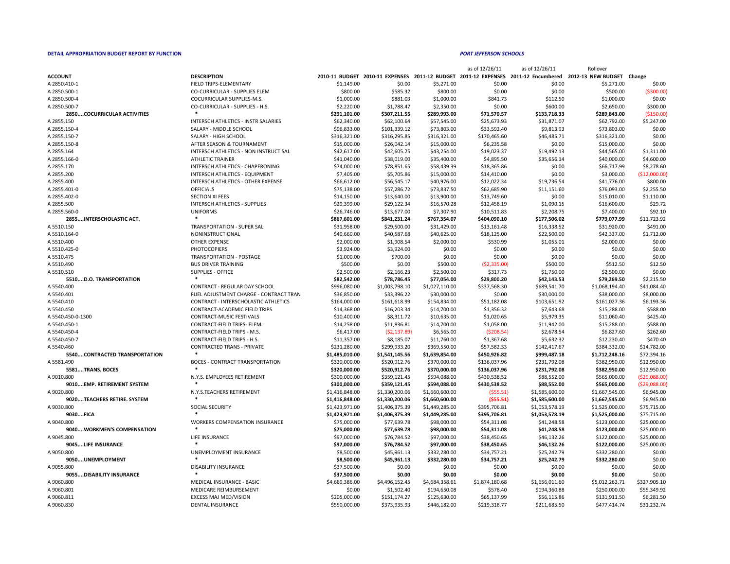**DETAIL APPROPRIATION BUDGET REPORT BY FUNCTION** | **PORT JEFFERSON SCHOOLS**

| ACCOUNT | DESCRIPTION | 2010-11 BUDGET | 2010-11 EXPENSES | 2011-12 BUDGET | as of 12/26/11 2011-12 EXPENSES | as of 12/26/11 2011-12 Encumbered | Rollover 2012-13 NEW BUDGET | Change |
|---|---|---|---|---|---|---|---|---|
| A 2850.410-1 | FIELD TRIPS-ELEMENTARY | $1,149.00 | $0.00 | $5,271.00 | $0.00 | $0.00 | $5,271.00 | $0.00 |
| A 2850.500-1 | CO-CURRICULAR - SUPPLIES ELEM | $800.00 | $585.32 | $800.00 | $0.00 | $0.00 | $500.00 | ($300.00) |
| A 2850.500-4 | COCURRICULAR SUPPLIES-M.S. | $1,000.00 | $881.03 | $1,000.00 | $841.73 | $112.50 | $1,000.00 | $0.00 |
| A 2850.500-7 | CO-CURRICULAR - SUPPLIES - H.S. | $2,220.00 | $1,788.47 | $2,350.00 | $0.00 | $600.00 | $2,650.00 | $300.00 |
| **2850....COCURRICULAR ACTIVITIES** | * | **$291,101.00** | **$307,211.55** | **$289,993.00** | **$71,570.57** | **$133,718.33** | **$289,843.00** | ($150.00) |
| A 2855.150 | INTERSCH ATHLETICS - INSTR SALARIES | $62,340.00 | $62,100.64 | $57,545.00 | $25,673.93 | $31,871.07 | $62,792.00 | $5,247.00 |
| A 2855.150-4 | SALARY - MIDDLE SCHOOL | $96,833.00 | $101,339.12 | $73,803.00 | $33,592.40 | $9,813.93 | $73,803.00 | $0.00 |
| A 2855.150-7 | SALARY - HIGH SCHOOL | $316,321.00 | $316,295.85 | $316,321.00 | $170,465.60 | $46,485.71 | $316,321.00 | $0.00 |
| A 2855.150-8 | AFTER SEASON & TOURNAMENT | $15,000.00 | $26,042.14 | $15,000.00 | $6,235.58 | $0.00 | $15,000.00 | $0.00 |
| A 2855.164 | INTERSCH ATHLETICS - NON INSTRUCT SAL | $42,617.00 | $42,605.75 | $43,254.00 | $19,023.37 | $19,492.13 | $44,565.00 | $1,311.00 |
| A 2855.166-0 | ATHLETIC TRAINER | $41,040.00 | $38,019.00 | $35,400.00 | $4,895.50 | $35,656.14 | $40,000.00 | $4,600.00 |
| A 2855.170 | INTERSCH ATHLETICS - CHAPERONING | $74,000.00 | $78,851.65 | $58,439.39 | $18,365.86 | $0.00 | $66,717.99 | $8,278.60 |
| A 2855.200 | INTERSCH ATHLETICS - EQUIPMENT | $7,405.00 | $5,705.86 | $15,000.00 | $14,410.00 | $0.00 | $3,000.00 | ($12,000.00) |
| A 2855.400 | INTERSCH ATHLETICS - OTHER EXPENSE | $66,612.00 | $56,545.17 | $40,976.00 | $12,022.34 | $19,736.54 | $41,776.00 | $800.00 |
| A 2855.401-0 | OFFICIALS | $75,138.00 | $57,286.72 | $73,837.50 | $62,685.90 | $11,151.60 | $76,093.00 | $2,255.50 |
| A 2855.402-0 | SECTION XI FEES | $14,150.00 | $13,640.00 | $13,900.00 | $13,749.60 | $0.00 | $15,010.00 | $1,110.00 |
| A 2855.500 | INTERSCH ATHLETICS - SUPPLIES | $29,399.00 | $29,122.34 | $16,570.28 | $12,458.19 | $1,090.15 | $16,600.00 | $29.72 |
| A 2855.560-0 | UNIFORMS | $26,746.00 | $13,677.00 | $7,307.90 | $10,511.83 | $2,208.75 | $7,400.00 | $92.10 |
| **2855....INTERSCHOLASTIC ACT.** | * | **$867,601.00** | **$841,231.24** | **$767,354.07** | **$404,090.10** | **$177,506.02** | **$779,077.99** | $11,723.92 |
| A 5510.150 | TRANSPORTATION - SUPER SAL | $31,958.00 | $29,500.00 | $31,429.00 | $13,161.48 | $16,338.52 | $31,920.00 | $491.00 |
| A 5510.164-0 | NONINSTRUCTIONAL | $40,660.00 | $40,587.68 | $40,625.00 | $18,125.00 | $22,500.00 | $42,337.00 | $1,712.00 |
| A 5510.400 | OTHER EXPENSE | $2,000.00 | $1,908.54 | $2,000.00 | $530.99 | $1,055.01 | $2,000.00 | $0.00 |
| A 5510.425-0 | PHOTOCOPIERS | $3,924.00 | $3,924.00 | $0.00 | $0.00 | $0.00 | $0.00 | $0.00 |
| A 5510.475 | TRANSPORTATION - POSTAGE | $1,000.00 | $700.00 | $0.00 | $0.00 | $0.00 | $0.00 | $0.00 |
| A 5510.490 | BUS DRIVER TRAINING | $500.00 | $0.00 | $500.00 | ($2,335.00) | $500.00 | $512.50 | $12.50 |
| A 5510.510 | SUPPLIES - OFFICE | $2,500.00 | $2,166.23 | $2,500.00 | $317.73 | $1,750.00 | $2,500.00 | $0.00 |
| **5510....D.O. TRANSPORTATION** | * | **$82,542.00** | **$78,786.45** | **$77,054.00** | **$29,800.20** | **$42,143.53** | **$79,269.50** | $2,215.50 |
| A 5540.400 | CONTRACT - REGULAR DAY SCHOOL | $996,080.00 | $1,003,798.10 | $1,027,110.00 | $337,568.30 | $689,541.70 | $1,068,194.40 | $41,084.40 |
| A 5540.401 | FUEL ADJUSTMENT CHARGE - CONTRACT TRAN | $36,850.00 | $33,396.22 | $30,000.00 | $0.00 | $30,000.00 | $38,000.00 | $8,000.00 |
| A 5540.410 | CONTRACT - INTERSCHOLASTIC ATHLETICS | $164,000.00 | $161,618.99 | $154,834.00 | $51,182.08 | $103,651.92 | $161,027.36 | $6,193.36 |
| A 5540.450 | CONTRACT-ACADEMIC FIELD TRIPS | $14,368.00 | $16,203.34 | $14,700.00 | $1,356.32 | $7,643.68 | $15,288.00 | $588.00 |
| A 5540.450-0-1300 | CONTRACT-MUSIC FESTIVALS | $10,400.00 | $8,311.72 | $10,635.00 | $1,020.65 | $5,979.35 | $11,060.40 | $425.40 |
| A 5540.450-1 | CONTRACT-FIELD TRIPS- ELEM. | $14,258.00 | $11,836.81 | $14,700.00 | $1,058.00 | $11,942.00 | $15,288.00 | $588.00 |
| A 5540.450-4 | CONTRACT-FIELD TRIPS - M.S. | $6,417.00 | ($2,137.89) | $6,565.00 | ($208.54) | $2,678.54 | $6,827.60 | $262.60 |
| A 5540.450-7 | CONTRACT-FIELD TRIPS - H.S. | $11,357.00 | $8,185.07 | $11,760.00 | $1,367.68 | $5,632.32 | $12,230.40 | $470.40 |
| A 5540.460 | CONTRACTED TRANS - PRIVATE | $231,280.00 | $299,933.20 | $369,550.00 | $57,582.33 | $142,417.67 | $384,332.00 | $14,782.00 |
| **5540....CONTRACTED TRANSPORTATION** | * | **$1,485,010.00** | **$1,541,145.56** | **$1,639,854.00** | **$450,926.82** | **$999,487.18** | **$1,712,248.16** | $72,394.16 |
| A 5581.490 | BOCES - CONTRACT TRANSPORTATION | $320,000.00 | $520,912.76 | $370,000.00 | $136,037.96 | $231,792.08 | $382,950.00 | $12,950.00 |
| **5581....TRANS. BOCES** | * | **$320,000.00** | **$520,912.76** | **$370,000.00** | **$136,037.96** | **$231,792.08** | **$382,950.00** | $12,950.00 |
| A 9010.800 | N.Y.S. EMPLOYEES RETIREMENT | $300,000.00 | $359,121.45 | $594,088.00 | $430,538.52 | $88,552.00 | $565,000.00 | ($29,088.00) |
| **9010....EMP. RETIREMENT SYSTEM** | * | **$300,000.00** | **$359,121.45** | **$594,088.00** | **$430,538.52** | **$88,552.00** | **$565,000.00** | ($29,088.00) |
| A 9020.800 | N.Y.S.TEACHERS RETIREMENT | $1,416,848.00 | $1,330,200.06 | $1,660,600.00 | ($55.51) | $1,585,600.00 | $1,667,545.00 | $6,945.00 |
| **9020....TEACHERS RETIRE. SYSTEM** | * | **$1,416,848.00** | **$1,330,200.06** | **$1,660,600.00** | **($55.51)** | **$1,585,600.00** | **$1,667,545.00** | $6,945.00 |
| A 9030.800 | SOCIAL SECURITY | $1,423,971.00 | $1,406,375.39 | $1,449,285.00 | $395,706.81 | $1,053,578.19 | $1,525,000.00 | $75,715.00 |
| **9030....FICA** | * | **$1,423,971.00** | **$1,406,375.39** | **$1,449,285.00** | **$395,706.81** | **$1,053,578.19** | **$1,525,000.00** | $75,715.00 |
| A 9040.800 | WORKERS COMPENSATION INSURANCE | $75,000.00 | $77,639.78 | $98,000.00 | $54,311.08 | $41,248.58 | $123,000.00 | $25,000.00 |
| **9040....WORKMEN'S COMPENSATION** | * | **$75,000.00** | **$77,639.78** | **$98,000.00** | **$54,311.08** | **$41,248.58** | **$123,000.00** | $25,000.00 |
| A 9045.800 | LIFE INSURANCE | $97,000.00 | $76,784.52 | $97,000.00 | $38,450.65 | $46,132.26 | $122,000.00 | $25,000.00 |
| **9045....LIFE INSURANCE** | * | **$97,000.00** | **$76,784.52** | **$97,000.00** | **$38,450.65** | **$46,132.26** | **$122,000.00** | $25,000.00 |
| A 9050.800 | UNEMPLOYMENT INSURANCE | $8,500.00 | $45,961.13 | $332,280.00 | $34,757.21 | $25,242.79 | $332,280.00 | $0.00 |
| **9050....UNEMPLOYMENT** | * | **$8,500.00** | **$45,961.13** | **$332,280.00** | **$34,757.21** | **$25,242.79** | **$332,280.00** | $0.00 |
| A 9055.800 | DISABILITY INSURANCE | $37,500.00 | $0.00 | $0.00 | $0.00 | $0.00 | $0.00 | $0.00 |
| **9055....DISABILITY INSURANCE** | * | **$37,500.00** | **$0.00** | **$0.00** | **$0.00** | **$0.00** | **$0.00** | $0.00 |
| A 9060.800 | MEDICAL INSURANCE - BASIC | $4,669,386.00 | $4,496,152.45 | $4,684,358.61 | $1,874,180.68 | $1,656,011.60 | $5,012,263.71 | $327,905.10 |
| A 9060.801 | MEDICARE REIMBURSEMENT | $0.00 | $1,502.40 | $194,650.08 | $578.40 | $194,360.88 | $250,000.00 | $55,349.92 |
| A 9060.811 | EXCESS MAJ MED/VISION | $205,000.00 | $151,174.27 | $125,630.00 | $65,137.99 | $56,115.86 | $131,911.50 | $6,281.50 |
| A 9060.830 | DENTAL INSURANCE | $550,000.00 | $373,935.93 | $446,182.00 | $219,318.77 | $211,685.50 | $477,414.74 | $31,232.74 |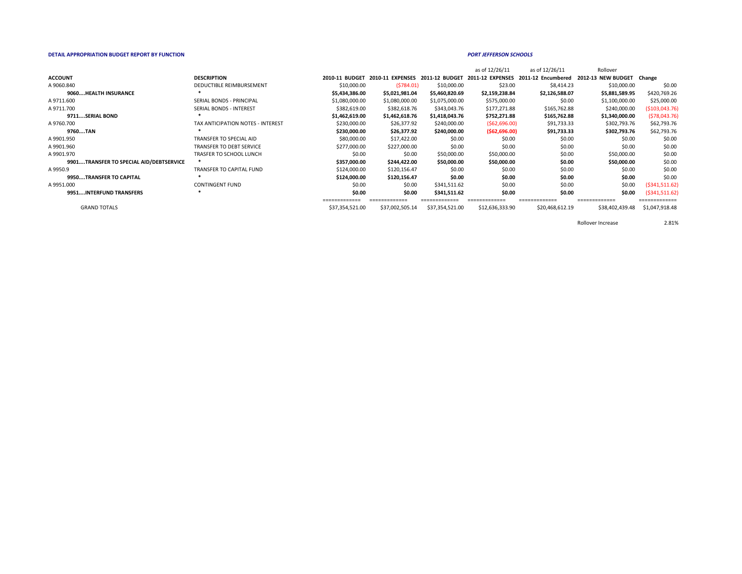**DETAIL APPROPRIATION BUDGET REPORT BY FUNCTION**

***PORT JEFFERSON SCHOOLS***

| ACCOUNT | DESCRIPTION | 2010-11 BUDGET | 2010-11 EXPENSES | 2011-12 BUDGET | as of 12/26/11 2011-12 EXPENSES | as of 12/26/11 2011-12 Encumbered | Rollover 2012-13 NEW BUDGET | Change |
|---|---|---|---|---|---|---|---|---|
| A 9060.840 | DEDUCTIBLE REIMBURSEMENT | $10,000.00 | ($784.01) | $10,000.00 | $23.00 | $8,414.23 | $10,000.00 | $0.00 |
| **9060....HEALTH INSURANCE** | * | **$5,434,386.00** | **$5,021,981.04** | **$5,460,820.69** | **$2,159,238.84** | **$2,126,588.07** | **$5,881,589.95** | $420,769.26 |
| A 9711.600 | SERIAL BONDS - PRINCIPAL | $1,080,000.00 | $1,080,000.00 | $1,075,000.00 | $575,000.00 | $0.00 | $1,100,000.00 | $25,000.00 |
| A 9711.700 | SERIAL BONDS - INTEREST | $382,619.00 | $382,618.76 | $343,043.76 | $177,271.88 | $165,762.88 | $240,000.00 | ($103,043.76) |
| **9711....SERIAL BOND** | * | **$1,462,619.00** | **$1,462,618.76** | **$1,418,043.76** | **$752,271.88** | **$165,762.88** | **$1,340,000.00** | ($78,043.76) |
| A 9760.700 | TAX ANTICIPATION NOTES - INTEREST | $230,000.00 | $26,377.92 | $240,000.00 | ($62,696.00) | $91,733.33 | $302,793.76 | $62,793.76 |
| **9760....TAN** | * | **$230,000.00** | **$26,377.92** | **$240,000.00** | **($62,696.00)** | **$91,733.33** | **$302,793.76** | $62,793.76 |
| A 9901.950 | TRANSFER TO SPECIAL AID | $80,000.00 | $17,422.00 | $0.00 | $0.00 | $0.00 | $0.00 | $0.00 |
| A 9901.960 | TRANSFER TO DEBT SERVICE | $277,000.00 | $227,000.00 | $0.00 | $0.00 | $0.00 | $0.00 | $0.00 |
| A 9901.970 | TRASFER TO SCHOOL LUNCH | $0.00 | $0.00 | $50,000.00 | $50,000.00 | $0.00 | $50,000.00 | $0.00 |
| **9901....TRANSFER TO SPECIAL AID/DEBTSERVICE** | * | **$357,000.00** | **$244,422.00** | **$50,000.00** | **$50,000.00** | **$0.00** | **$50,000.00** | $0.00 |
| A 9950.9 | TRANSFER TO CAPITAL FUND | $124,000.00 | $120,156.47 | $0.00 | $0.00 | $0.00 | $0.00 | $0.00 |
| **9950....TRANSFER TO CAPITAL** | * | **$124,000.00** | **$120,156.47** | **$0.00** | **$0.00** | **$0.00** | **$0.00** | $0.00 |
| A 9951.000 | CONTINGENT FUND | $0.00 | $0.00 | $341,511.62 | $0.00 | $0.00 | $0.00 | ($341,511.62) |
| **9951....INTERFUND TRANSFERS** | * | **$0.00** | **$0.00** | **$341,511.62** | **$0.00** | **$0.00** | **$0.00** | ($341,511.62) |
| | | ============= | ============= | ============= | ============= | ============= | ============= | ============= |
| GRAND TOTALS | | $37,354,521.00 | $37,002,505.14 | $37,354,521.00 | $12,636,333.90 | $20,468,612.19 | $38,402,439.48 | $1,047,918.48 |
| | | | | | | | Rollover Increase | 2.81% |